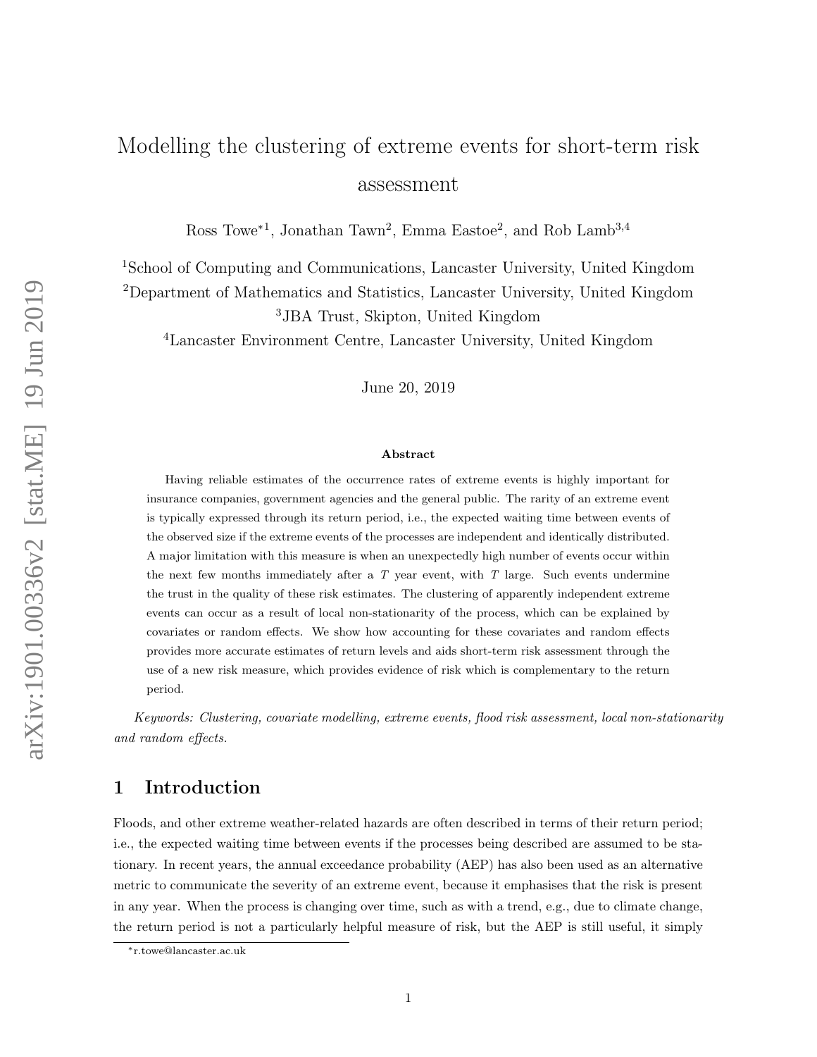# Modelling the clustering of extreme events for short-term risk assessment

Ross Towe*[1], Jonathan Tawn[2], Emma Eastoe[2], and Rob Lamb[3,4]

[1]School of Computing and Communications, Lancaster University, United Kingdom

[2]Department of Mathematics and Statistics, Lancaster University, United Kingdom

[3]JBA Trust, Skipton, United Kingdom

[4]Lancaster Environment Centre, Lancaster University, United Kingdom

June 20, 2019

### Abstract

Having reliable estimates of the occurrence rates of extreme events is highly important for insurance companies, government agencies and the general public. The rarity of an extreme event is typically expressed through its return period, i.e., the expected waiting time between events of the observed size if the extreme events of the processes are independent and identically distributed. A major limitation with this measure is when an unexpectedly high number of events occur within the next few months immediately after a $T$ year event, with $T$ large. Such events undermine the trust in the quality of these risk estimates. The clustering of apparently independent extreme events can occur as a result of local non-stationarity of the process, which can be explained by covariates or random effects. We show how accounting for these covariates and random effects provides more accurate estimates of return levels and aids short-term risk assessment through the use of a new risk measure, which provides evidence of risk which is complementary to the return period.

*Keywords: Clustering, covariate modelling, extreme events, flood risk assessment, local non-stationarity and random effects.*

## 1 Introduction

Floods, and other extreme weather-related hazards are often described in terms of their return period; i.e., the expected waiting time between events if the processes being described are assumed to be stationary. In recent years, the annual exceedance probability (AEP) has also been used as an alternative metric to communicate the severity of an extreme event, because it emphasises that the risk is present in any year. When the process is changing over time, such as with a trend, e.g., due to climate change, the return period is not a particularly helpful measure of risk, but the AEP is still useful, it simply

*r.towe@lancaster.ac.uk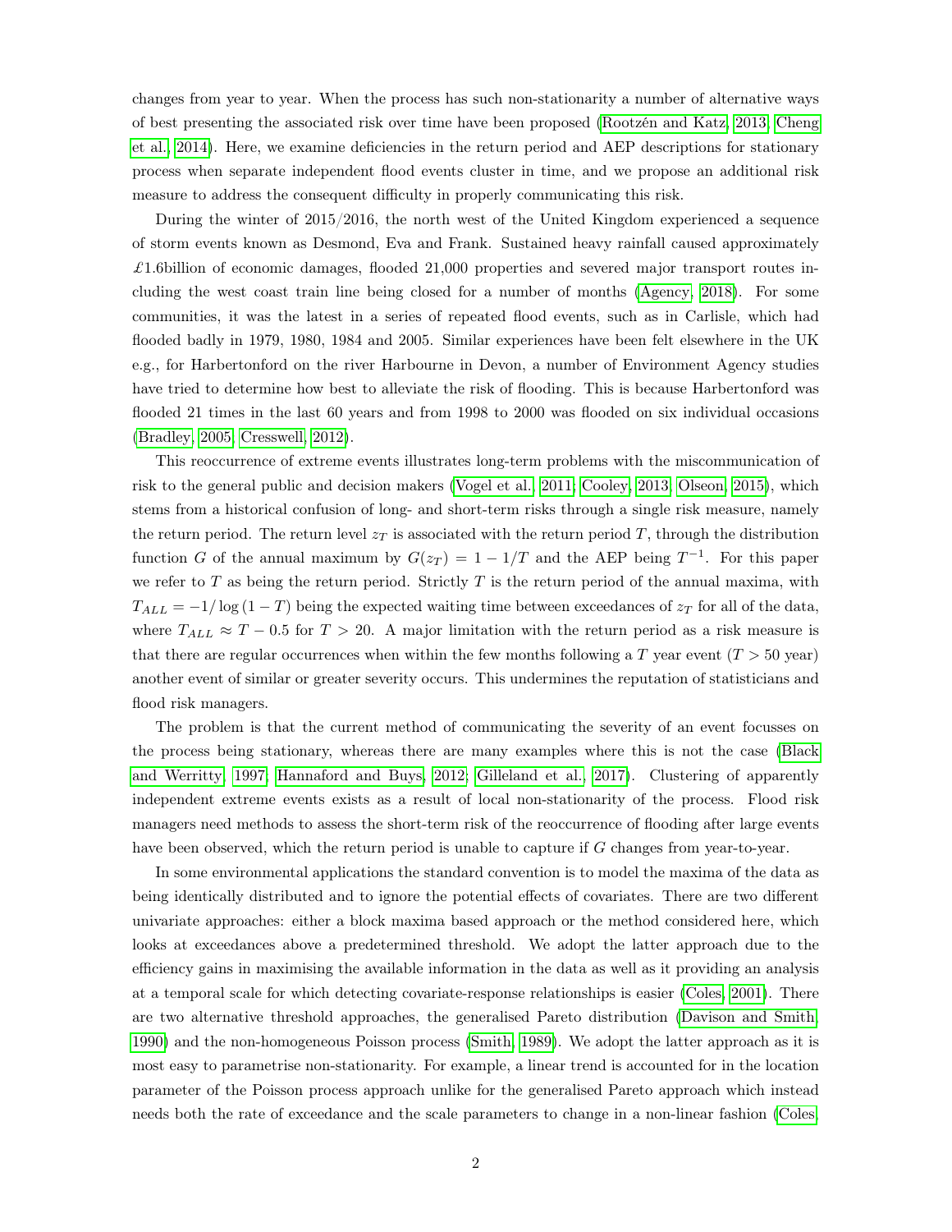changes from year to year. When the process has such non-stationarity a number of alternative ways of best presenting the associated risk over time have been proposed (Rootzén and Katz, 2013; Cheng et al., 2014). Here, we examine deficiencies in the return period and AEP descriptions for stationary process when separate independent flood events cluster in time, and we propose an additional risk measure to address the consequent difficulty in properly communicating this risk.

During the winter of 2015/2016, the north west of the United Kingdom experienced a sequence of storm events known as Desmond, Eva and Frank. Sustained heavy rainfall caused approximately £1.6billion of economic damages, flooded 21,000 properties and severed major transport routes including the west coast train line being closed for a number of months (Agency, 2018). For some communities, it was the latest in a series of repeated flood events, such as in Carlisle, which had flooded badly in 1979, 1980, 1984 and 2005. Similar experiences have been felt elsewhere in the UK e.g., for Harbertonford on the river Harbourne in Devon, a number of Environment Agency studies have tried to determine how best to alleviate the risk of flooding. This is because Harbertonford was flooded 21 times in the last 60 years and from 1998 to 2000 was flooded on six individual occasions (Bradley, 2005; Cresswell, 2012).

This reoccurrence of extreme events illustrates long-term problems with the miscommunication of risk to the general public and decision makers (Vogel et al., 2011; Cooley, 2013; Olseon, 2015), which stems from a historical confusion of long- and short-term risks through a single risk measure, namely the return period. The return level $z_T$ is associated with the return period $T$, through the distribution function $G$ of the annual maximum by $G(z_T) = 1 - 1/T$ and the AEP being $T^{-1}$. For this paper we refer to $T$ as being the return period. Strictly $T$ is the return period of the annual maxima, with $T_{ALL} = -1/\log(1-T)$ being the expected waiting time between exceedances of $z_T$ for all of the data, where $T_{ALL} \approx T - 0.5$ for $T > 20$. A major limitation with the return period as a risk measure is that there are regular occurrences when within the few months following a $T$ year event ($T > 50$ year) another event of similar or greater severity occurs. This undermines the reputation of statisticians and flood risk managers.

The problem is that the current method of communicating the severity of an event focusses on the process being stationary, whereas there are many examples where this is not the case (Black and Werritty, 1997; Hannaford and Buys, 2012; Gilleland et al., 2017). Clustering of apparently independent extreme events exists as a result of local non-stationarity of the process. Flood risk managers need methods to assess the short-term risk of the reoccurrence of flooding after large events have been observed, which the return period is unable to capture if $G$ changes from year-to-year.

In some environmental applications the standard convention is to model the maxima of the data as being identically distributed and to ignore the potential effects of covariates. There are two different univariate approaches: either a block maxima based approach or the method considered here, which looks at exceedances above a predetermined threshold. We adopt the latter approach due to the efficiency gains in maximising the available information in the data as well as it providing an analysis at a temporal scale for which detecting covariate-response relationships is easier (Coles, 2001). There are two alternative threshold approaches, the generalised Pareto distribution (Davison and Smith, 1990) and the non-homogeneous Poisson process (Smith, 1989). We adopt the latter approach as it is most easy to parametrise non-stationarity. For example, a linear trend is accounted for in the location parameter of the Poisson process approach unlike for the generalised Pareto approach which instead needs both the rate of exceedance and the scale parameters to change in a non-linear fashion (Coles,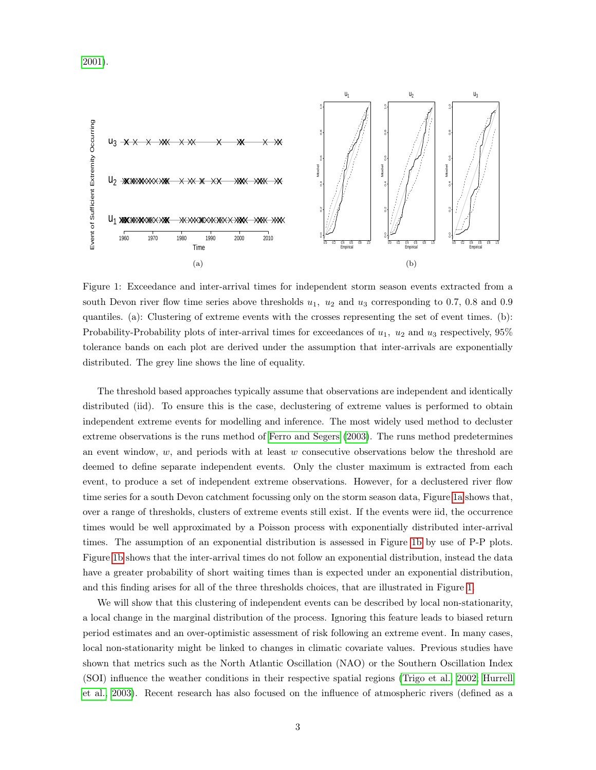2001).

Figure 1: Exceedance and inter-arrival times for independent storm season events extracted from a south Devon river flow time series above thresholds $u_1$, $u_2$ and $u_3$ corresponding to 0.7, 0.8 and 0.9 quantiles. (a): Clustering of extreme events with the crosses representing the set of event times. (b): Probability-Probability plots of inter-arrival times for exceedances of $u_1$, $u_2$ and $u_3$ respectively, 95% tolerance bands on each plot are derived under the assumption that inter-arrivals are exponentially distributed. The grey line shows the line of equality.

The threshold based approaches typically assume that observations are independent and identically distributed (iid). To ensure this is the case, declustering of extreme values is performed to obtain independent extreme events for modelling and inference. The most widely used method to decluster extreme observations is the runs method of Ferro and Segers (2003). The runs method predetermines an event window, $w$, and periods with at least $w$ consecutive observations below the threshold are deemed to define separate independent events. Only the cluster maximum is extracted from each event, to produce a set of independent extreme observations. However, for a declustered river flow time series for a south Devon catchment focussing only on the storm season data, Figure 1a shows that, over a range of thresholds, clusters of extreme events still exist. If the events were iid, the occurrence times would be well approximated by a Poisson process with exponentially distributed inter-arrival times. The assumption of an exponential distribution is assessed in Figure 1b by use of P-P plots. Figure 1b shows that the inter-arrival times do not follow an exponential distribution, instead the data have a greater probability of short waiting times than is expected under an exponential distribution, and this finding arises for all of the three thresholds choices, that are illustrated in Figure 1.

We will show that this clustering of independent events can be described by local non-stationarity, a local change in the marginal distribution of the process. Ignoring this feature leads to biased return period estimates and an over-optimistic assessment of risk following an extreme event. In many cases, local non-stationarity might be linked to changes in climatic covariate values. Previous studies have shown that metrics such as the North Atlantic Oscillation (NAO) or the Southern Oscillation Index (SOI) influence the weather conditions in their respective spatial regions (Trigo et al., 2002; Hurrell et al., 2003). Recent research has also focused on the influence of atmospheric rivers (defined as a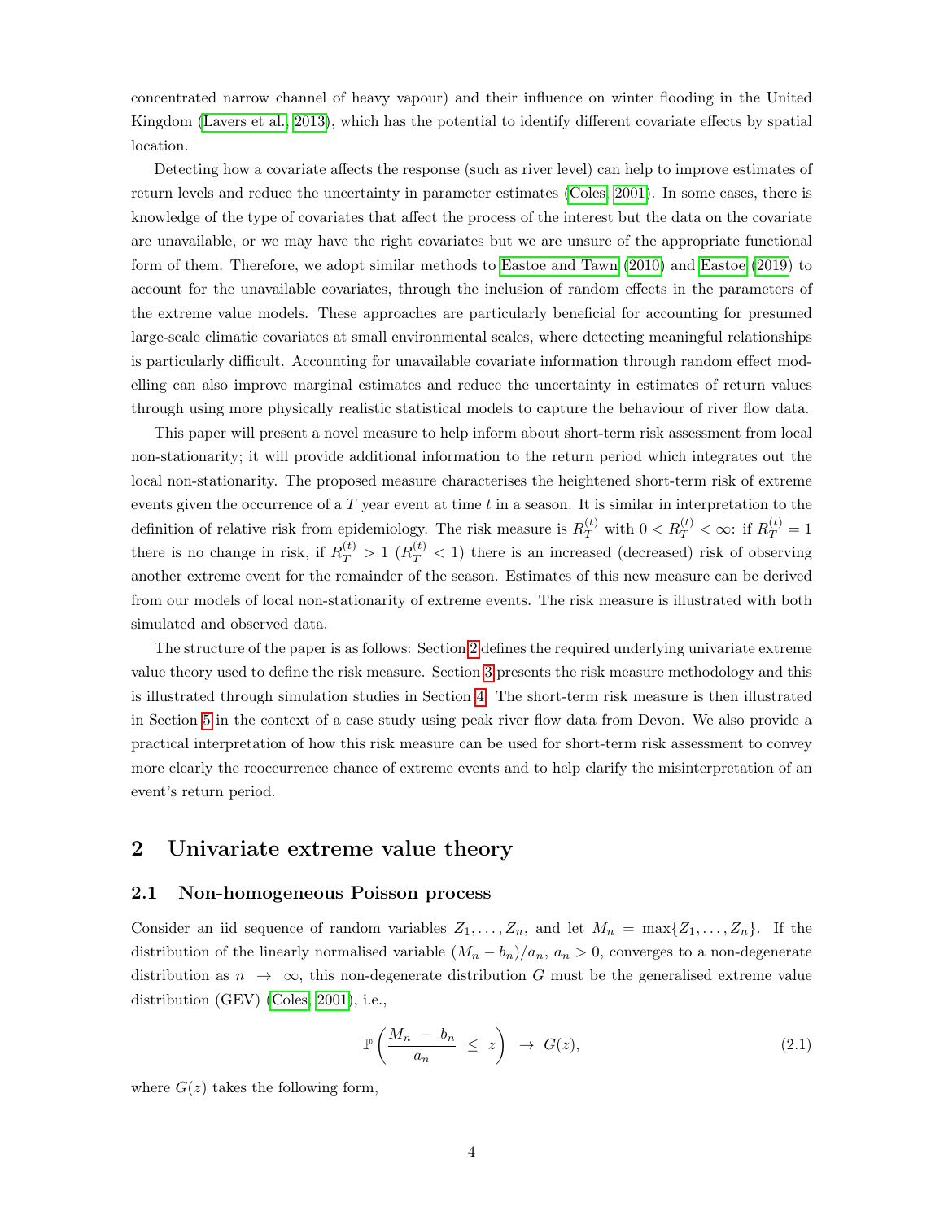concentrated narrow channel of heavy vapour) and their influence on winter flooding in the United Kingdom (Lavers et al., 2013), which has the potential to identify different covariate effects by spatial location.

Detecting how a covariate affects the response (such as river level) can help to improve estimates of return levels and reduce the uncertainty in parameter estimates (Coles, 2001). In some cases, there is knowledge of the type of covariates that affect the process of the interest but the data on the covariate are unavailable, or we may have the right covariates but we are unsure of the appropriate functional form of them. Therefore, we adopt similar methods to Eastoe and Tawn (2010) and Eastoe (2019) to account for the unavailable covariates, through the inclusion of random effects in the parameters of the extreme value models. These approaches are particularly beneficial for accounting for presumed large-scale climatic covariates at small environmental scales, where detecting meaningful relationships is particularly difficult. Accounting for unavailable covariate information through random effect modelling can also improve marginal estimates and reduce the uncertainty in estimates of return values through using more physically realistic statistical models to capture the behaviour of river flow data.

This paper will present a novel measure to help inform about short-term risk assessment from local non-stationarity; it will provide additional information to the return period which integrates out the local non-stationarity. The proposed measure characterises the heightened short-term risk of extreme events given the occurrence of a $T$ year event at time $t$ in a season. It is similar in interpretation to the definition of relative risk from epidemiology. The risk measure is $R_T^{(t)}$ with $0 < R_T^{(t)} < \infty$: if $R_T^{(t)} = 1$ there is no change in risk, if $R_T^{(t)} > 1$ ($R_T^{(t)} < 1$) there is an increased (decreased) risk of observing another extreme event for the remainder of the season. Estimates of this new measure can be derived from our models of local non-stationarity of extreme events. The risk measure is illustrated with both simulated and observed data.

The structure of the paper is as follows: Section 2 defines the required underlying univariate extreme value theory used to define the risk measure. Section 3 presents the risk measure methodology and this is illustrated through simulation studies in Section 4. The short-term risk measure is then illustrated in Section 5 in the context of a case study using peak river flow data from Devon. We also provide a practical interpretation of how this risk measure can be used for short-term risk assessment to convey more clearly the reoccurrence chance of extreme events and to help clarify the misinterpretation of an event's return period.

## 2 Univariate extreme value theory

### 2.1 Non-homogeneous Poisson process

Consider an iid sequence of random variables $Z_1, \ldots, Z_n$, and let $M_n = \max\{Z_1, \ldots, Z_n\}$. If the distribution of the linearly normalised variable $(M_n - b_n)/a_n$, $a_n > 0$, converges to a non-degenerate distribution as $n \to \infty$, this non-degenerate distribution $G$ must be the generalised extreme value distribution (GEV) (Coles, 2001), i.e.,

$$\mathbb{P}\left(\frac{M_n - b_n}{a_n} \le z\right) \to G(z), \tag{2.1}$$

where $G(z)$ takes the following form,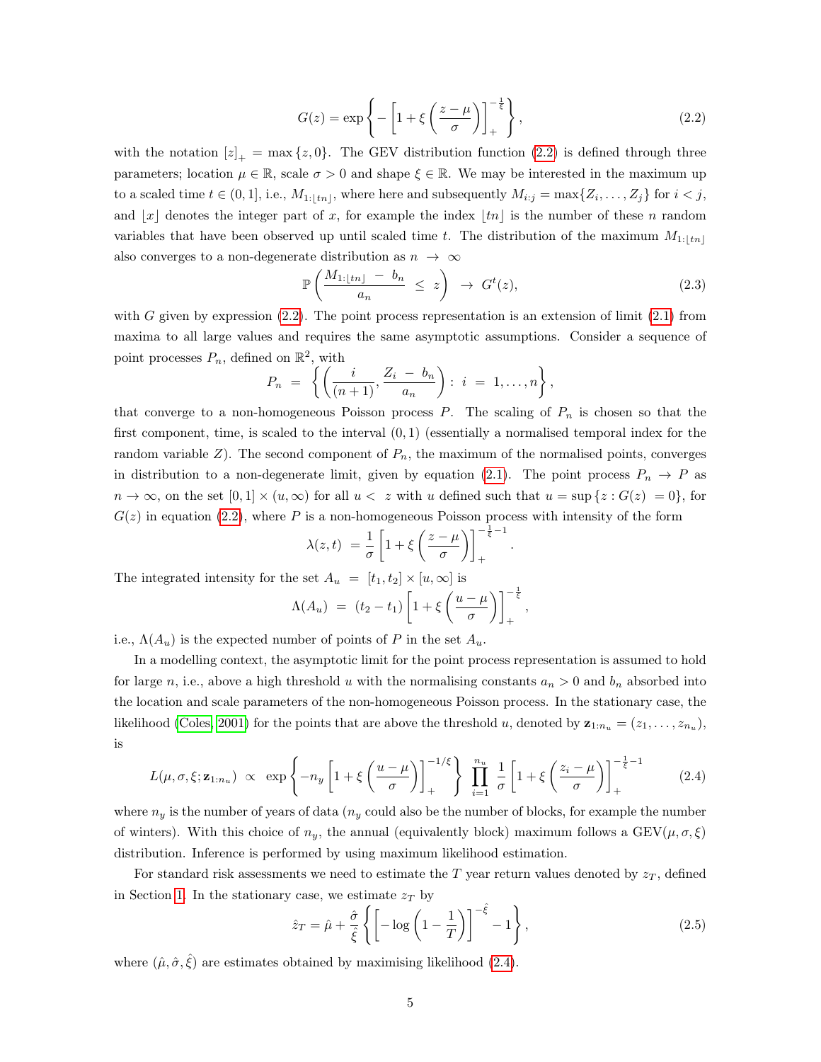$$G(z) = \exp\left\{ -\left[1 + \xi\left(\frac{z-\mu}{\sigma}\right)\right]_+^{-\frac{1}{\xi}} \right\}, \tag{2.2}$$

with the notation $[z]_+ = \max\{z, 0\}$. The GEV distribution function (2.2) is defined through three parameters; location $\mu \in \mathbb{R}$, scale $\sigma > 0$ and shape $\xi \in \mathbb{R}$. We may be interested in the maximum up to a scaled time $t \in (0, 1]$, i.e., $M_{1:\lfloor tn \rfloor}$, where here and subsequently $M_{i:j} = \max\{Z_i, \ldots, Z_j\}$ for $i < j$, and $\lfloor x \rfloor$ denotes the integer part of $x$, for example the index $\lfloor tn \rfloor$ is the number of these $n$ random variables that have been observed up until scaled time $t$. The distribution of the maximum $M_{1:\lfloor tn \rfloor}$ also converges to a non-degenerate distribution as $n \to \infty$

$$\mathbb{P}\left(\frac{M_{1:\lfloor tn \rfloor} - b_n}{a_n} \leq z\right) \to G^t(z), \tag{2.3}$$

with $G$ given by expression (2.2). The point process representation is an extension of limit (2.1) from maxima to all large values and requires the same asymptotic assumptions. Consider a sequence of point processes $P_n$, defined on $\mathbb{R}^2$, with

$$P_n = \left\{ \left(\frac{i}{(n+1)}, \frac{Z_i - b_n}{a_n}\right) : i = 1, \ldots, n \right\},$$

that converge to a non-homogeneous Poisson process $P$. The scaling of $P_n$ is chosen so that the first component, time, is scaled to the interval $(0, 1)$ (essentially a normalised temporal index for the random variable $Z$). The second component of $P_n$, the maximum of the normalised points, converges in distribution to a non-degenerate limit, given by equation (2.1). The point process $P_n \to P$ as $n \to \infty$, on the set $[0, 1] \times (u, \infty)$ for all $u < z$ with $u$ defined such that $u = \sup\{z : G(z) = 0\}$, for $G(z)$ in equation (2.2), where $P$ is a non-homogeneous Poisson process with intensity of the form

$$\lambda(z, t) = \frac{1}{\sigma}\left[1 + \xi\left(\frac{z-\mu}{\sigma}\right)\right]_+^{-\frac{1}{\xi}-1}.$$

The integrated intensity for the set $A_u = [t_1, t_2] \times [u, \infty]$ is

$$\Lambda(A_u) = (t_2 - t_1)\left[1 + \xi\left(\frac{u-\mu}{\sigma}\right)\right]_+^{-\frac{1}{\xi}},$$

i.e., $\Lambda(A_u)$ is the expected number of points of $P$ in the set $A_u$.

In a modelling context, the asymptotic limit for the point process representation is assumed to hold for large $n$, i.e., above a high threshold $u$ with the normalising constants $a_n > 0$ and $b_n$ absorbed into the location and scale parameters of the non-homogeneous Poisson process. In the stationary case, the likelihood (Coles, 2001) for the points that are above the threshold $u$, denoted by $\mathbf{z}_{1:n_u} = (z_1, \ldots, z_{n_u})$, is

$$L(\mu, \sigma, \xi; \mathbf{z}_{1:n_u}) \propto \exp\left\{ -n_y \left[1 + \xi\left(\frac{u-\mu}{\sigma}\right)\right]_+^{-1/\xi} \right\} \prod_{i=1}^{n_u} \frac{1}{\sigma}\left[1 + \xi\left(\frac{z_i - \mu}{\sigma}\right)\right]_+^{-\frac{1}{\xi}-1} \tag{2.4}$$

where $n_y$ is the number of years of data ($n_y$ could also be the number of blocks, for example the number of winters). With this choice of $n_y$, the annual (equivalently block) maximum follows a GEV$(\mu, \sigma, \xi)$ distribution. Inference is performed by using maximum likelihood estimation.

For standard risk assessments we need to estimate the $T$ year return values denoted by $z_T$, defined in Section 1. In the stationary case, we estimate $z_T$ by

$$\hat{z}_T = \hat{\mu} + \frac{\hat{\sigma}}{\hat{\xi}}\left\{ \left[-\log\left(1 - \frac{1}{T}\right)\right]^{-\hat{\xi}} - 1 \right\}, \tag{2.5}$$

where $(\hat{\mu}, \hat{\sigma}, \hat{\xi})$ are estimates obtained by maximising likelihood (2.4).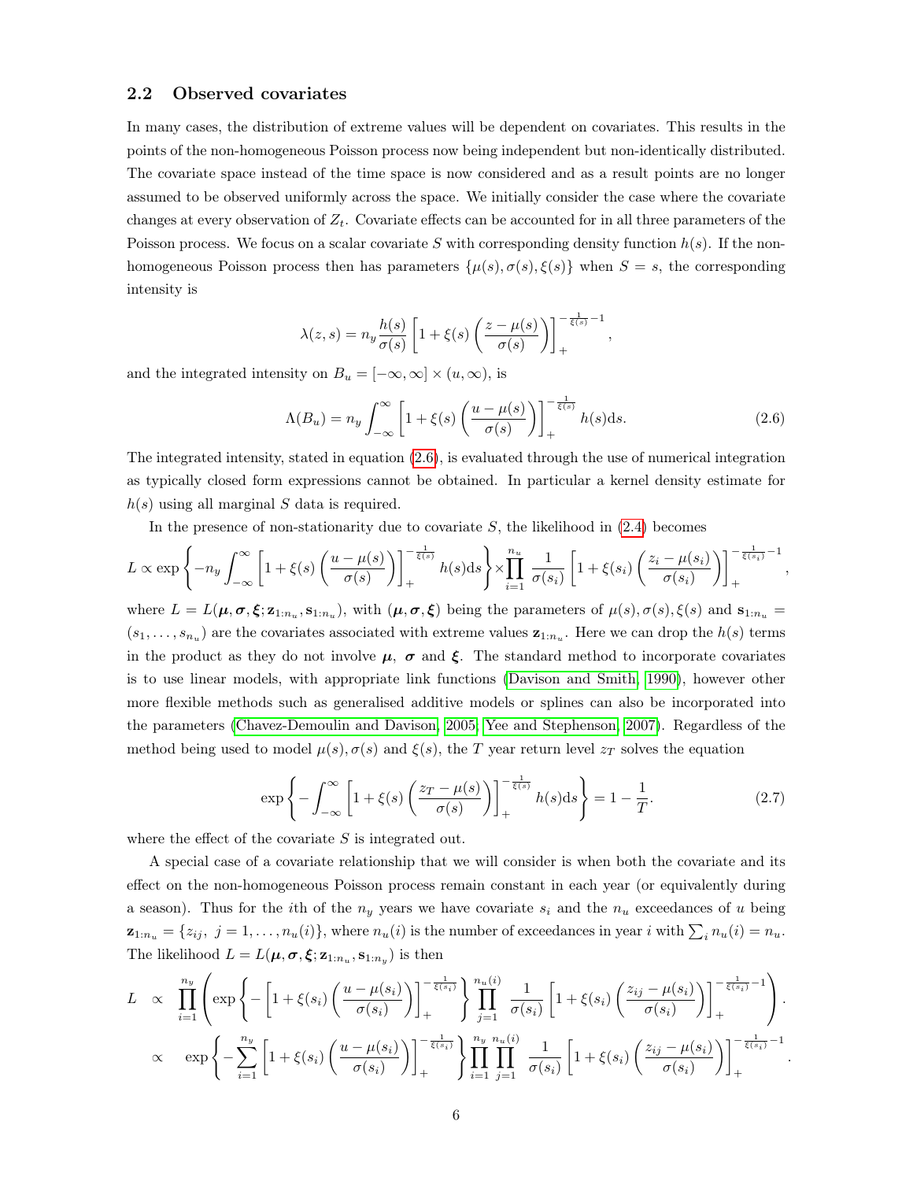## 2.2 Observed covariates

In many cases, the distribution of extreme values will be dependent on covariates. This results in the points of the non-homogeneous Poisson process now being independent but non-identically distributed. The covariate space instead of the time space is now considered and as a result points are no longer assumed to be observed uniformly across the space. We initially consider the case where the covariate changes at every observation of $Z_t$. Covariate effects can be accounted for in all three parameters of the Poisson process. We focus on a scalar covariate $S$ with corresponding density function $h(s)$. If the non-homogeneous Poisson process then has parameters $\{\mu(s), \sigma(s), \xi(s)\}$ when $S = s$, the corresponding intensity is

$$\lambda(z, s) = n_y \frac{h(s)}{\sigma(s)} \left[1 + \xi(s)\left(\frac{z - \mu(s)}{\sigma(s)}\right)\right]_+^{-\frac{1}{\xi(s)}-1},$$

and the integrated intensity on $B_u = [-\infty, \infty] \times (u, \infty)$, is

$$\Lambda(B_u) = n_y \int_{-\infty}^{\infty} \left[1 + \xi(s)\left(\frac{u - \mu(s)}{\sigma(s)}\right)\right]_+^{-\frac{1}{\xi(s)}} h(s)\mathrm{d}s. \tag{2.6}$$

The integrated intensity, stated in equation (2.6), is evaluated through the use of numerical integration as typically closed form expressions cannot be obtained. In particular a kernel density estimate for $h(s)$ using all marginal $S$ data is required.

In the presence of non-stationarity due to covariate $S$, the likelihood in (2.4) becomes

$$L \propto \exp\left\{-n_y \int_{-\infty}^{\infty} \left[1 + \xi(s)\left(\frac{u - \mu(s)}{\sigma(s)}\right)\right]_+^{-\frac{1}{\xi(s)}} h(s)\mathrm{d}s\right\} \times \prod_{i=1}^{n_u} \frac{1}{\sigma(s_i)} \left[1 + \xi(s_i)\left(\frac{z_i - \mu(s_i)}{\sigma(s_i)}\right)\right]_+^{-\frac{1}{\xi(s_i)}-1},$$

where $L = L(\boldsymbol{\mu}, \boldsymbol{\sigma}, \boldsymbol{\xi}; \mathbf{z}_{1:n_u}, \mathbf{s}_{1:n_u})$, with $(\boldsymbol{\mu}, \boldsymbol{\sigma}, \boldsymbol{\xi})$ being the parameters of $\mu(s), \sigma(s), \xi(s)$ and $\mathbf{s}_{1:n_u} = (s_1, \ldots, s_{n_u})$ are the covariates associated with extreme values $\mathbf{z}_{1:n_u}$. Here we can drop the $h(s)$ terms in the product as they do not involve $\boldsymbol{\mu}$, $\boldsymbol{\sigma}$ and $\boldsymbol{\xi}$. The standard method to incorporate covariates is to use linear models, with appropriate link functions (Davison and Smith, 1990), however other more flexible methods such as generalised additive models or splines can also be incorporated into the parameters (Chavez-Demoulin and Davison, 2005; Yee and Stephenson, 2007). Regardless of the method being used to model $\mu(s), \sigma(s)$ and $\xi(s)$, the $T$ year return level $z_T$ solves the equation

$$\exp\left\{-\int_{-\infty}^{\infty} \left[1 + \xi(s)\left(\frac{z_T - \mu(s)}{\sigma(s)}\right)\right]_+^{-\frac{1}{\xi(s)}} h(s)\mathrm{d}s\right\} = 1 - \frac{1}{T}. \tag{2.7}$$

where the effect of the covariate $S$ is integrated out.

A special case of a covariate relationship that we will consider is when both the covariate and its effect on the non-homogeneous Poisson process remain constant in each year (or equivalently during a season). Thus for the $i$th of the $n_y$ years we have covariate $s_i$ and the $n_u$ exceedances of $u$ being $\mathbf{z}_{1:n_u} = \{z_{ij},\ j = 1, \ldots, n_u(i)\}$, where $n_u(i)$ is the number of exceedances in year $i$ with $\sum_i n_u(i) = n_u$. The likelihood $L = L(\boldsymbol{\mu}, \boldsymbol{\sigma}, \boldsymbol{\xi}; \mathbf{z}_{1:n_u}, \mathbf{s}_{1:n_y})$ is then

$$\begin{aligned}
L &\propto \prod_{i=1}^{n_y} \left(\exp\left\{-\left[1 + \xi(s_i)\left(\frac{u - \mu(s_i)}{\sigma(s_i)}\right)\right]_+^{-\frac{1}{\xi(s_i)}}\right\} \prod_{j=1}^{n_u(i)} \frac{1}{\sigma(s_i)} \left[1 + \xi(s_i)\left(\frac{z_{ij} - \mu(s_i)}{\sigma(s_i)}\right)\right]_+^{-\frac{1}{\xi(s_i)}-1}\right). \\
&\propto \exp\left\{-\sum_{i=1}^{n_y} \left[1 + \xi(s_i)\left(\frac{u - \mu(s_i)}{\sigma(s_i)}\right)\right]_+^{-\frac{1}{\xi(s_i)}}\right\} \prod_{i=1}^{n_y} \prod_{j=1}^{n_u(i)} \frac{1}{\sigma(s_i)} \left[1 + \xi(s_i)\left(\frac{z_{ij} - \mu(s_i)}{\sigma(s_i)}\right)\right]_+^{-\frac{1}{\xi(s_i)}-1}.
\end{aligned}$$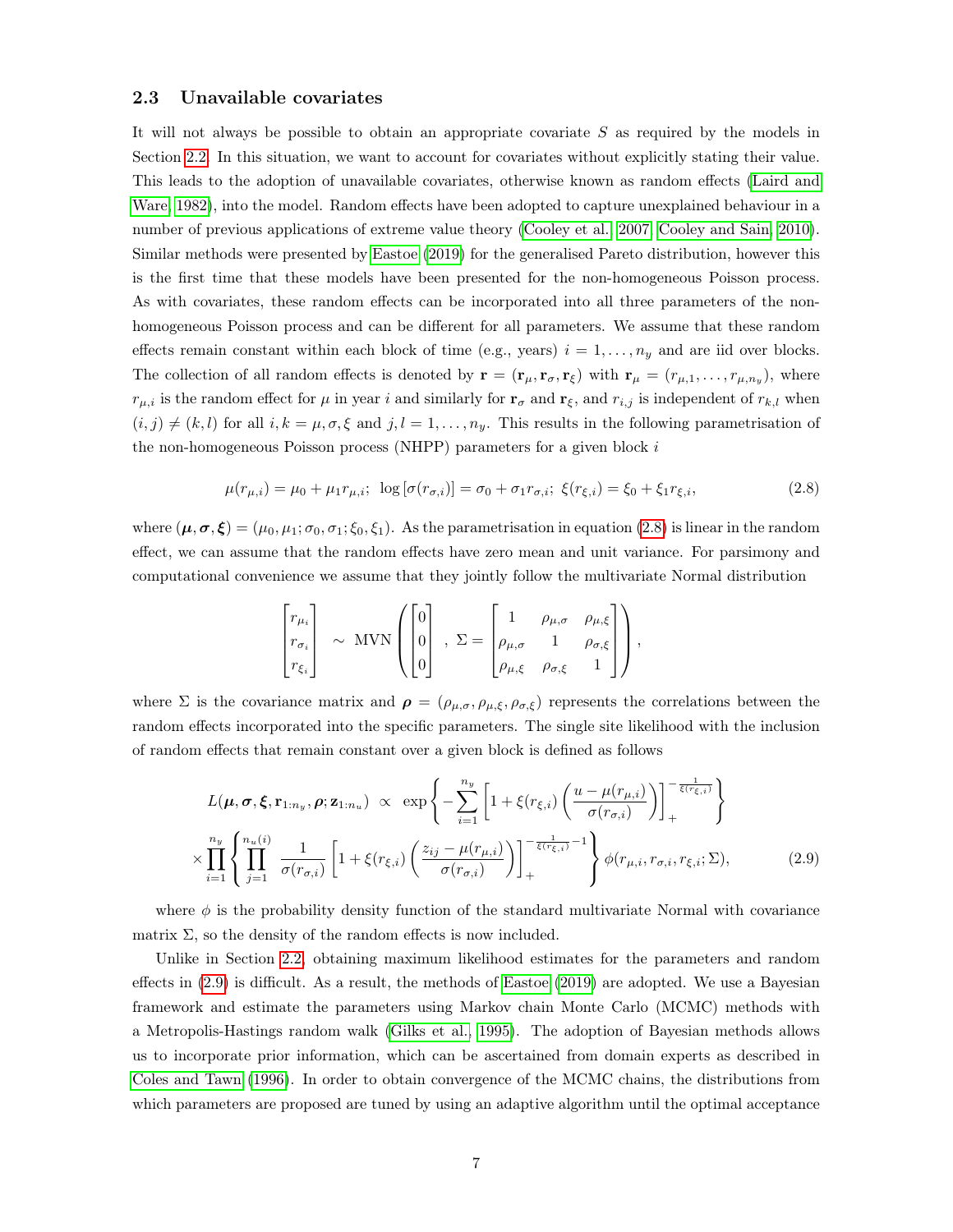### 2.3 Unavailable covariates

It will not always be possible to obtain an appropriate covariate $S$ as required by the models in Section 2.2. In this situation, we want to account for covariates without explicitly stating their value. This leads to the adoption of unavailable covariates, otherwise known as random effects (Laird and Ware, 1982), into the model. Random effects have been adopted to capture unexplained behaviour in a number of previous applications of extreme value theory (Cooley et al., 2007; Cooley and Sain, 2010). Similar methods were presented by Eastoe (2019) for the generalised Pareto distribution, however this is the first time that these models have been presented for the non-homogeneous Poisson process. As with covariates, these random effects can be incorporated into all three parameters of the non-homogeneous Poisson process and can be different for all parameters. We assume that these random effects remain constant within each block of time (e.g., years) $i = 1, \ldots, n_y$ and are iid over blocks. The collection of all random effects is denoted by $\mathbf{r} = (\mathbf{r}_\mu, \mathbf{r}_\sigma, \mathbf{r}_\xi)$ with $\mathbf{r}_\mu = (r_{\mu,1}, \ldots, r_{\mu,n_y})$, where $r_{\mu,i}$ is the random effect for $\mu$ in year $i$ and similarly for $\mathbf{r}_\sigma$ and $\mathbf{r}_\xi$, and $r_{i,j}$ is independent of $r_{k,l}$ when $(i,j) \neq (k,l)$ for all $i, k = \mu, \sigma, \xi$ and $j, l = 1, \ldots, n_y$. This results in the following parametrisation of the non-homogeneous Poisson process (NHPP) parameters for a given block $i$

$$\mu(r_{\mu,i}) = \mu_0 + \mu_1 r_{\mu,i}; \;\; \log\left[\sigma(r_{\sigma,i})\right] = \sigma_0 + \sigma_1 r_{\sigma,i}; \;\; \xi(r_{\xi,i}) = \xi_0 + \xi_1 r_{\xi,i}, \tag{2.8}$$

where $(\boldsymbol{\mu}, \boldsymbol{\sigma}, \boldsymbol{\xi}) = (\mu_0, \mu_1; \sigma_0, \sigma_1; \xi_0, \xi_1)$. As the parametrisation in equation (2.8) is linear in the random effect, we can assume that the random effects have zero mean and unit variance. For parsimony and computational convenience we assume that they jointly follow the multivariate Normal distribution

$$\begin{bmatrix} r_{\mu_i} \\ r_{\sigma_i} \\ r_{\xi_i} \end{bmatrix} \sim \text{MVN}\left( \begin{bmatrix} 0 \\ 0 \\ 0 \end{bmatrix}, \; \Sigma = \begin{bmatrix} 1 & \rho_{\mu,\sigma} & \rho_{\mu,\xi} \\ \rho_{\mu,\sigma} & 1 & \rho_{\sigma,\xi} \\ \rho_{\mu,\xi} & \rho_{\sigma,\xi} & 1 \end{bmatrix} \right),$$

where $\Sigma$ is the covariance matrix and $\boldsymbol{\rho} = (\rho_{\mu,\sigma}, \rho_{\mu,\xi}, \rho_{\sigma,\xi})$ represents the correlations between the random effects incorporated into the specific parameters. The single site likelihood with the inclusion of random effects that remain constant over a given block is defined as follows

$$\begin{aligned} L(\boldsymbol{\mu}, \boldsymbol{\sigma}, \boldsymbol{\xi}, \mathbf{r}_{1:n_y}, \boldsymbol{\rho}; \mathbf{z}_{1:n_u}) \;\propto\; & \exp\left\{ -\sum_{i=1}^{n_y} \left[ 1 + \xi(r_{\xi,i}) \left( \frac{u - \mu(r_{\mu,i})}{\sigma(r_{\sigma,i})} \right) \right]_+^{-\frac{1}{\xi(r_{\xi,i})}} \right\} \\ \times \prod_{i=1}^{n_y} & \left\{ \prod_{j=1}^{n_u(i)} \frac{1}{\sigma(r_{\sigma,i})} \left[ 1 + \xi(r_{\xi,i}) \left( \frac{z_{ij} - \mu(r_{\mu,i})}{\sigma(r_{\sigma,i})} \right) \right]_+^{-\frac{1}{\xi(r_{\xi,i})} - 1} \right\} \phi(r_{\mu,i}, r_{\sigma,i}, r_{\xi,i}; \Sigma), \end{aligned} \tag{2.9}$$

where $\phi$ is the probability density function of the standard multivariate Normal with covariance matrix $\Sigma$, so the density of the random effects is now included.

Unlike in Section 2.2, obtaining maximum likelihood estimates for the parameters and random effects in (2.9) is difficult. As a result, the methods of Eastoe (2019) are adopted. We use a Bayesian framework and estimate the parameters using Markov chain Monte Carlo (MCMC) methods with a Metropolis-Hastings random walk (Gilks et al., 1995). The adoption of Bayesian methods allows us to incorporate prior information, which can be ascertained from domain experts as described in Coles and Tawn (1996). In order to obtain convergence of the MCMC chains, the distributions from which parameters are proposed are tuned by using an adaptive algorithm until the optimal acceptance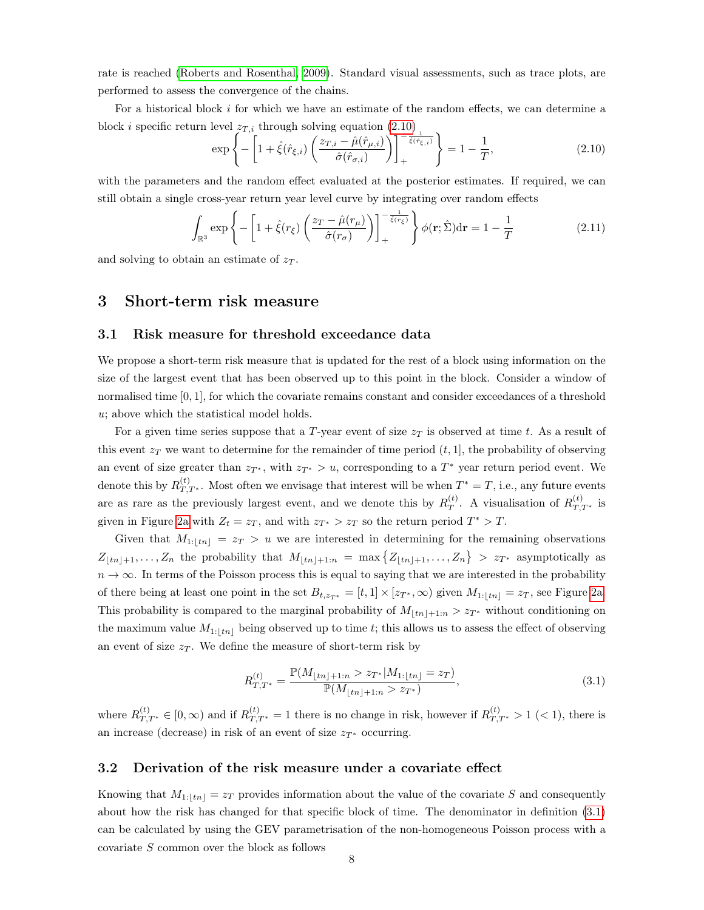rate is reached (Roberts and Rosenthal, 2009). Standard visual assessments, such as trace plots, are performed to assess the convergence of the chains.

For a historical block $i$ for which we have an estimate of the random effects, we can determine a block $i$ specific return level $z_{T,i}$ through solving equation (2.10)

$$\exp\left\{-\left[1+\hat{\xi}(\hat{r}_{\xi,i})\left(\frac{z_{T,i}-\hat{\mu}(\hat{r}_{\mu,i})}{\hat{\sigma}(\hat{r}_{\sigma,i})}\right)\right]_+^{-\frac{1}{\hat{\xi}(\hat{r}_{\xi,i})}}\right\}=1-\frac{1}{T}, \tag{2.10}$$

with the parameters and the random effect evaluated at the posterior estimates. If required, we can still obtain a single cross-year return year level curve by integrating over random effects

$$\int_{\mathbb{R}^3}\exp\left\{-\left[1+\hat{\xi}(r_{\xi})\left(\frac{z_T-\hat{\mu}(r_{\mu})}{\hat{\sigma}(r_{\sigma})}\right)\right]_+^{-\frac{1}{\hat{\xi}(r_{\xi})}}\right\}\phi(\mathbf{r};\hat{\Sigma})\mathrm{d}\mathbf{r}=1-\frac{1}{T} \tag{2.11}$$

and solving to obtain an estimate of $z_T$.

# 3 Short-term risk measure

## 3.1 Risk measure for threshold exceedance data

We propose a short-term risk measure that is updated for the rest of a block using information on the size of the largest event that has been observed up to this point in the block. Consider a window of normalised time $[0,1]$, for which the covariate remains constant and consider exceedances of a threshold $u$; above which the statistical model holds.

For a given time series suppose that a $T$-year event of size $z_T$ is observed at time $t$. As a result of this event $z_T$ we want to determine for the remainder of time period $(t,1]$, the probability of observing an event of size greater than $z_{T^*}$, with $z_{T^*}>u$, corresponding to a $T^*$ year return period event. We denote this by $R_{T,T^*}^{(t)}$. Most often we envisage that interest will be when $T^*=T$, i.e., any future events are as rare as the previously largest event, and we denote this by $R_T^{(t)}$. A visualisation of $R_{T,T^*}^{(t)}$ is given in Figure 2a with $Z_t=z_T$, and with $z_{T^*}>z_T$ so the return period $T^*>T$.

Given that $M_{1:\lfloor tn\rfloor}=z_T>u$ we are interested in determining for the remaining observations $Z_{\lfloor tn\rfloor+1},\dots,Z_n$ the probability that $M_{\lfloor tn\rfloor+1:n}=\max\{Z_{\lfloor tn\rfloor+1},\dots,Z_n\}>z_{T^*}$ asymptotically as $n\to\infty$. In terms of the Poisson process this is equal to saying that we are interested in the probability of there being at least one point in the set $B_{t,z_{T^*}}=[t,1]\times[z_{T^*},\infty)$ given $M_{1:\lfloor tn\rfloor}=z_T$, see Figure 2a. This probability is compared to the marginal probability of $M_{\lfloor tn\rfloor+1:n}>z_{T^*}$ without conditioning on the maximum value $M_{1:\lfloor tn\rfloor}$ being observed up to time $t$; this allows us to assess the effect of observing an event of size $z_T$. We define the measure of short-term risk by

$$R_{T,T^*}^{(t)}=\frac{\mathbb{P}(M_{\lfloor tn\rfloor+1:n}>z_{T^*}|M_{1:\lfloor tn\rfloor}=z_T)}{\mathbb{P}(M_{\lfloor tn\rfloor+1:n}>z_{T^*})}, \tag{3.1}$$

where $R_{T,T^*}^{(t)}\in[0,\infty)$ and if $R_{T,T^*}^{(t)}=1$ there is no change in risk, however if $R_{T,T^*}^{(t)}>1$ $(<1)$, there is an increase (decrease) in risk of an event of size $z_{T^*}$ occurring.

## 3.2 Derivation of the risk measure under a covariate effect

Knowing that $M_{1:\lfloor tn\rfloor}=z_T$ provides information about the value of the covariate $S$ and consequently about how the risk has changed for that specific block of time. The denominator in definition (3.1) can be calculated by using the GEV parametrisation of the non-homogeneous Poisson process with a covariate $S$ common over the block as follows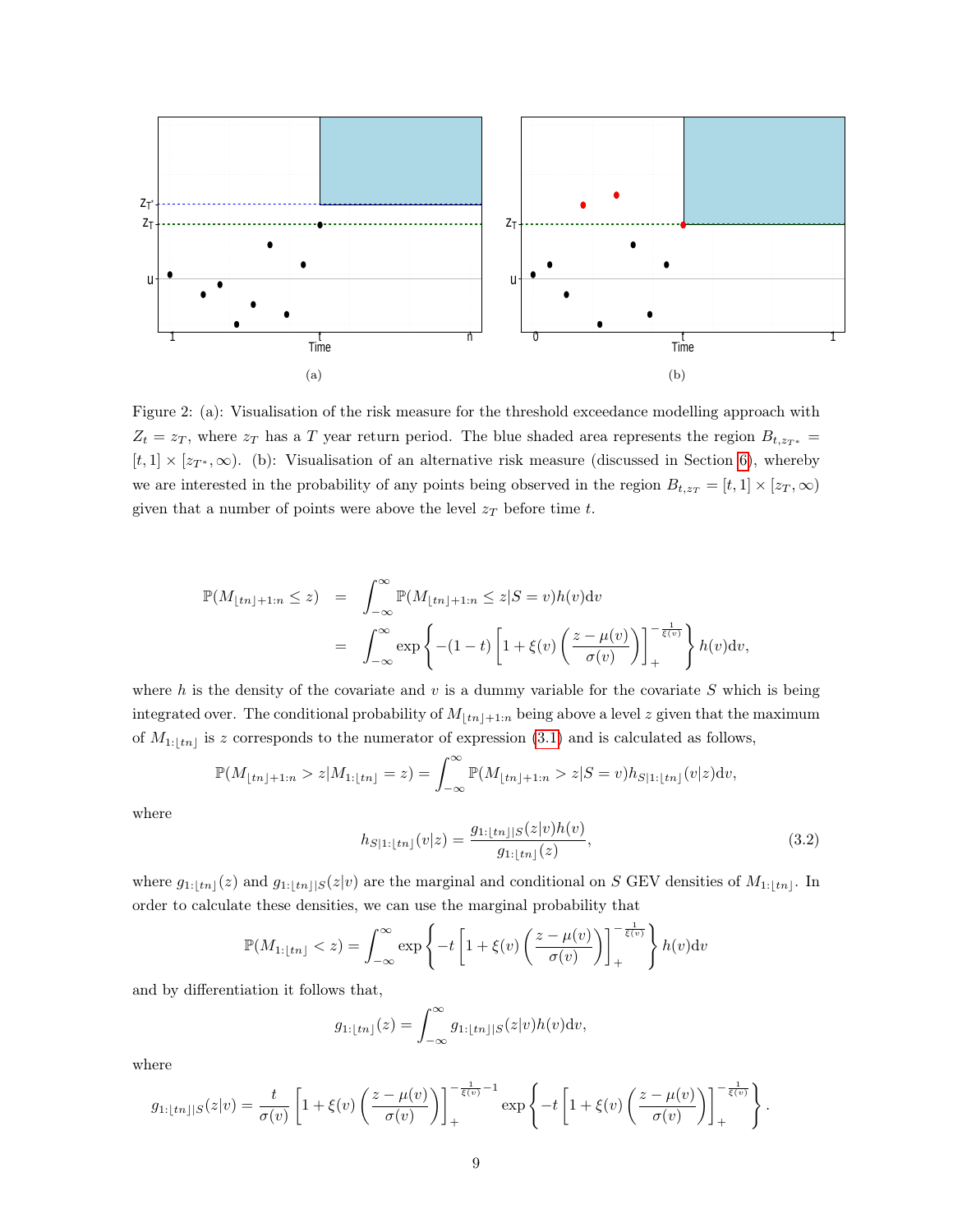Figure 2: (a): Visualisation of the risk measure for the threshold exceedance modelling approach with $Z_t = z_T$, where $z_T$ has a $T$ year return period. The blue shaded area represents the region $B_{t,z_{T^*}} = [t,1] \times [z_{T^*}, \infty)$. (b): Visualisation of an alternative risk measure (discussed in Section 6), whereby we are interested in the probability of any points being observed in the region $B_{t,z_T} = [t,1] \times [z_T, \infty)$ given that a number of points were above the level $z_T$ before time $t$.

$$
\begin{aligned}
\mathbb{P}(M_{\lfloor tn \rfloor+1:n} \leq z) &= \int_{-\infty}^{\infty} \mathbb{P}(M_{\lfloor tn \rfloor+1:n} \leq z | S = v) h(v) \mathrm{d}v \\
&= \int_{-\infty}^{\infty} \exp\left\{ -(1-t) \left[ 1 + \xi(v) \left( \frac{z - \mu(v)}{\sigma(v)} \right) \right]_+^{-\frac{1}{\xi(v)}} \right\} h(v) \mathrm{d}v,
\end{aligned}
$$

where $h$ is the density of the covariate and $v$ is a dummy variable for the covariate $S$ which is being integrated over. The conditional probability of $M_{\lfloor tn \rfloor+1:n}$ being above a level $z$ given that the maximum of $M_{1:\lfloor tn \rfloor}$ is $z$ corresponds to the numerator of expression (3.1) and is calculated as follows,

$$
\mathbb{P}(M_{\lfloor tn \rfloor+1:n} > z | M_{1:\lfloor tn \rfloor} = z) = \int_{-\infty}^{\infty} \mathbb{P}(M_{\lfloor tn \rfloor+1:n} > z | S = v) h_{S|1:\lfloor tn \rfloor}(v|z) \mathrm{d}v,
$$

where

$$
h_{S|1:\lfloor tn \rfloor}(v|z) = \frac{g_{1:\lfloor tn \rfloor|S}(z|v) h(v)}{g_{1:\lfloor tn \rfloor}(z)}, \tag{3.2}
$$

where $g_{1:\lfloor tn \rfloor}(z)$ and $g_{1:\lfloor tn \rfloor|S}(z|v)$ are the marginal and conditional on $S$ GEV densities of $M_{1:\lfloor tn \rfloor}$. In order to calculate these densities, we can use the marginal probability that

$$
\mathbb{P}(M_{1:\lfloor tn \rfloor} < z) = \int_{-\infty}^{\infty} \exp\left\{ -t \left[ 1 + \xi(v) \left( \frac{z - \mu(v)}{\sigma(v)} \right) \right]_+^{-\frac{1}{\xi(v)}} \right\} h(v) \mathrm{d}v
$$

and by differentiation it follows that,

$$
g_{1:\lfloor tn \rfloor}(z) = \int_{-\infty}^{\infty} g_{1:\lfloor tn \rfloor|S}(z|v) h(v) \mathrm{d}v,
$$

where

$$
g_{1:\lfloor tn \rfloor|S}(z|v) = \frac{t}{\sigma(v)} \left[ 1 + \xi(v) \left( \frac{z - \mu(v)}{\sigma(v)} \right) \right]_+^{-\frac{1}{\xi(v)} - 1} \exp\left\{ -t \left[ 1 + \xi(v) \left( \frac{z - \mu(v)}{\sigma(v)} \right) \right]_+^{-\frac{1}{\xi(v)}} \right\}.
$$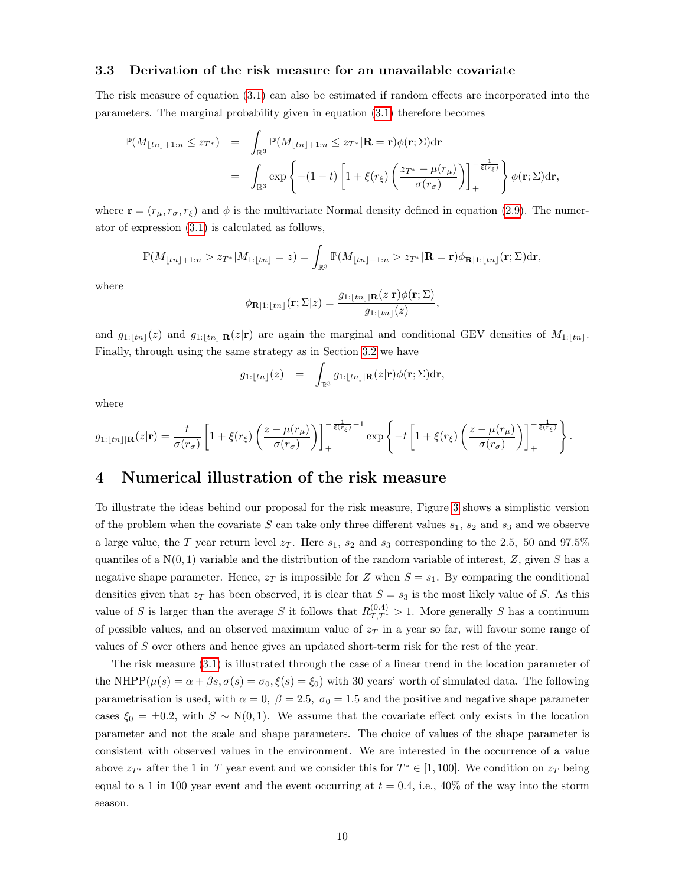### 3.3 Derivation of the risk measure for an unavailable covariate

The risk measure of equation (3.1) can also be estimated if random effects are incorporated into the parameters. The marginal probability given in equation (3.1) therefore becomes

$$
\begin{aligned}
\mathbb{P}(M_{\lfloor tn\rfloor+1:n} \leq z_{T^*}) &= \int_{\mathbb{R}^3} \mathbb{P}(M_{\lfloor tn\rfloor+1:n} \leq z_{T^*}|\mathbf{R}=\mathbf{r})\phi(\mathbf{r};\Sigma)\mathrm{d}\mathbf{r} \\
&= \int_{\mathbb{R}^3} \exp\left\{-(1-t)\left[1+\xi(r_\xi)\left(\frac{z_{T^*}-\mu(r_\mu)}{\sigma(r_\sigma)}\right)\right]_+^{-\frac{1}{\xi(r_\xi)}}\right\}\phi(\mathbf{r};\Sigma)\mathrm{d}\mathbf{r},
\end{aligned}
$$

where $\mathbf{r}=(r_\mu, r_\sigma, r_\xi)$ and $\phi$ is the multivariate Normal density defined in equation (2.9). The numerator of expression (3.1) is calculated as follows,

$$
\mathbb{P}(M_{\lfloor tn\rfloor+1:n} > z_{T^*}|M_{1:\lfloor tn\rfloor}=z) = \int_{\mathbb{R}^3} \mathbb{P}(M_{\lfloor tn\rfloor+1:n} > z_{T^*}|\mathbf{R}=\mathbf{r})\phi_{\mathbf{R}|1:\lfloor tn\rfloor}(\mathbf{r};\Sigma)\mathrm{d}\mathbf{r},
$$

where

$$
\phi_{\mathbf{R}|1:\lfloor tn\rfloor}(\mathbf{r};\Sigma|z) = \frac{g_{1:\lfloor tn\rfloor|\mathbf{R}}(z|\mathbf{r})\phi(\mathbf{r};\Sigma)}{g_{1:\lfloor tn\rfloor}(z)},
$$

and $g_{1:\lfloor tn\rfloor}(z)$ and $g_{1:\lfloor tn\rfloor|\mathbf{R}}(z|\mathbf{r})$ are again the marginal and conditional GEV densities of $M_{1:\lfloor tn\rfloor}$. Finally, through using the same strategy as in Section 3.2 we have

$$
g_{1:\lfloor tn\rfloor}(z) = \int_{\mathbb{R}^3} g_{1:\lfloor tn\rfloor|\mathbf{R}}(z|\mathbf{r})\phi(\mathbf{r};\Sigma)\mathrm{d}\mathbf{r},
$$

where

$$
g_{1:\lfloor tn\rfloor|\mathbf{R}}(z|\mathbf{r}) = \frac{t}{\sigma(r_\sigma)}\left[1+\xi(r_\xi)\left(\frac{z-\mu(r_\mu)}{\sigma(r_\sigma)}\right)\right]_+^{-\frac{1}{\xi(r_\xi)}-1}\exp\left\{-t\left[1+\xi(r_\xi)\left(\frac{z-\mu(r_\mu)}{\sigma(r_\sigma)}\right)\right]_+^{-\frac{1}{\xi(r_\xi)}}\right\}.
$$

## 4 Numerical illustration of the risk measure

To illustrate the ideas behind our proposal for the risk measure, Figure 3 shows a simplistic version of the problem when the covariate $S$ can take only three different values $s_1$, $s_2$ and $s_3$ and we observe a large value, the $T$ year return level $z_T$. Here $s_1$, $s_2$ and $s_3$ corresponding to the 2.5, 50 and 97.5% quantiles of a $\mathrm{N}(0,1)$ variable and the distribution of the random variable of interest, $Z$, given $S$ has a negative shape parameter. Hence, $z_T$ is impossible for $Z$ when $S=s_1$. By comparing the conditional densities given that $z_T$ has been observed, it is clear that $S=s_3$ is the most likely value of $S$. As this value of $S$ is larger than the average $S$ it follows that $R_{T,T^*}^{(0.4)} > 1$. More generally $S$ has a continuum of possible values, and an observed maximum value of $z_T$ in a year so far, will favour some range of values of $S$ over others and hence gives an updated short-term risk for the rest of the year.

The risk measure (3.1) is illustrated through the case of a linear trend in the location parameter of the NHPP($\mu(s)=\alpha+\beta s, \sigma(s)=\sigma_0, \xi(s)=\xi_0$) with 30 years' worth of simulated data. The following parametrisation is used, with $\alpha=0$, $\beta=2.5$, $\sigma_0=1.5$ and the positive and negative shape parameter cases $\xi_0=\pm 0.2$, with $S\sim\mathrm{N}(0,1)$. We assume that the covariate effect only exists in the location parameter and not the scale and shape parameters. The choice of values of the shape parameter is consistent with observed values in the environment. We are interested in the occurrence of a value above $z_{T^*}$ after the 1 in $T$ year event and we consider this for $T^*\in[1,100]$. We condition on $z_T$ being equal to a 1 in 100 year event and the event occurring at $t=0.4$, i.e., 40% of the way into the storm season.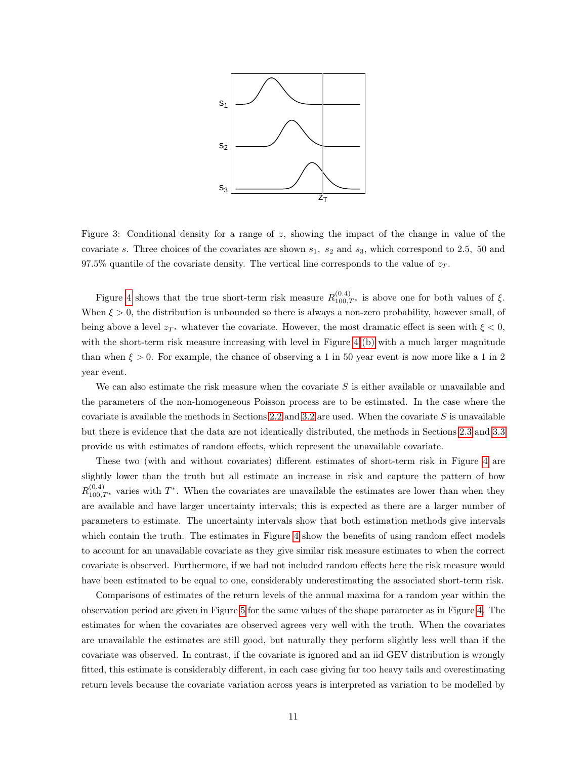Figure 3: Conditional density for a range of $z$, showing the impact of the change in value of the covariate $s$. Three choices of the covariates are shown $s_1$, $s_2$ and $s_3$, which correspond to 2.5, 50 and 97.5% quantile of the covariate density. The vertical line corresponds to the value of $z_T$.

Figure 4 shows that the true short-term risk measure $R^{(0.4)}_{100,T^*}$ is above one for both values of $\xi$. When $\xi > 0$, the distribution is unbounded so there is always a non-zero probability, however small, of being above a level $z_{T^*}$ whatever the covariate. However, the most dramatic effect is seen with $\xi < 0$, with the short-term risk measure increasing with level in Figure 4 (b) with a much larger magnitude than when $\xi > 0$. For example, the chance of observing a 1 in 50 year event is now more like a 1 in 2 year event.

We can also estimate the risk measure when the covariate $S$ is either available or unavailable and the parameters of the non-homogeneous Poisson process are to be estimated. In the case where the covariate is available the methods in Sections 2.2 and 3.2 are used. When the covariate $S$ is unavailable but there is evidence that the data are not identically distributed, the methods in Sections 2.3 and 3.3 provide us with estimates of random effects, which represent the unavailable covariate.

These two (with and without covariates) different estimates of short-term risk in Figure 4 are slightly lower than the truth but all estimate an increase in risk and capture the pattern of how $R^{(0.4)}_{100,T^*}$ varies with $T^*$. When the covariates are unavailable the estimates are lower than when they are available and have larger uncertainty intervals; this is expected as there are a larger number of parameters to estimate. The uncertainty intervals show that both estimation methods give intervals which contain the truth. The estimates in Figure 4 show the benefits of using random effect models to account for an unavailable covariate as they give similar risk measure estimates to when the correct covariate is observed. Furthermore, if we had not included random effects here the risk measure would have been estimated to be equal to one, considerably underestimating the associated short-term risk.

Comparisons of estimates of the return levels of the annual maxima for a random year within the observation period are given in Figure 5 for the same values of the shape parameter as in Figure 4. The estimates for when the covariates are observed agrees very well with the truth. When the covariates are unavailable the estimates are still good, but naturally they perform slightly less well than if the covariate was observed. In contrast, if the covariate is ignored and an iid GEV distribution is wrongly fitted, this estimate is considerably different, in each case giving far too heavy tails and overestimating return levels because the covariate variation across years is interpreted as variation to be modelled by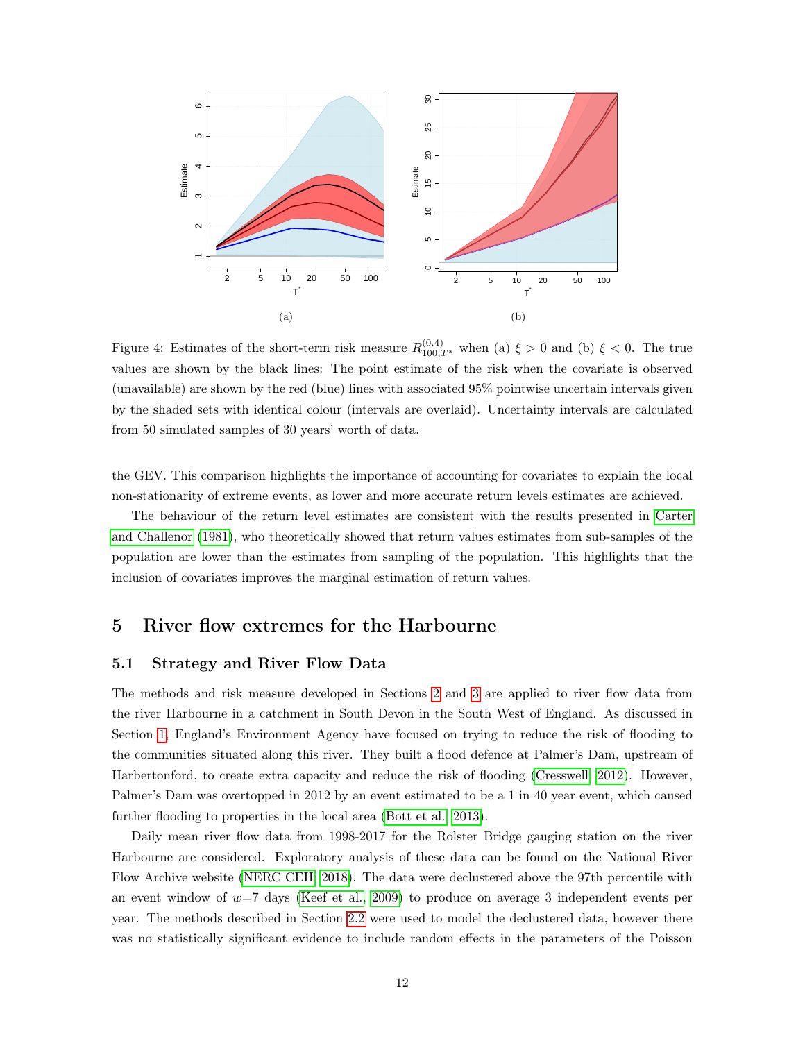Figure 4: Estimates of the short-term risk measure $R^{(0.4)}_{100,T^*}$ when (a) $\xi > 0$ and (b) $\xi < 0$. The true values are shown by the black lines: The point estimate of the risk when the covariate is observed (unavailable) are shown by the red (blue) lines with associated 95% pointwise uncertain intervals given by the shaded sets with identical colour (intervals are overlaid). Uncertainty intervals are calculated from 50 simulated samples of 30 years' worth of data.

the GEV. This comparison highlights the importance of accounting for covariates to explain the local non-stationarity of extreme events, as lower and more accurate return levels estimates are achieved.

The behaviour of the return level estimates are consistent with the results presented in Carter and Challenor (1981), who theoretically showed that return values estimates from sub-samples of the population are lower than the estimates from sampling of the population. This highlights that the inclusion of covariates improves the marginal estimation of return values.

## 5 River flow extremes for the Harbourne

### 5.1 Strategy and River Flow Data

The methods and risk measure developed in Sections 2 and 3 are applied to river flow data from the river Harbourne in a catchment in South Devon in the South West of England. As discussed in Section 1, England's Environment Agency have focused on trying to reduce the risk of flooding to the communities situated along this river. They built a flood defence at Palmer's Dam, upstream of Harbertonford, to create extra capacity and reduce the risk of flooding (Cresswell, 2012). However, Palmer's Dam was overtopped in 2012 by an event estimated to be a 1 in 40 year event, which caused further flooding to properties in the local area (Bott et al., 2013).

Daily mean river flow data from 1998-2017 for the Rolster Bridge gauging station on the river Harbourne are considered. Exploratory analysis of these data can be found on the National River Flow Archive website (NERC CEH, 2018). The data were declustered above the 97th percentile with an event window of $w$=7 days (Keef et al., 2009) to produce on average 3 independent events per year. The methods described in Section 2.2 were used to model the declustered data, however there was no statistically significant evidence to include random effects in the parameters of the Poisson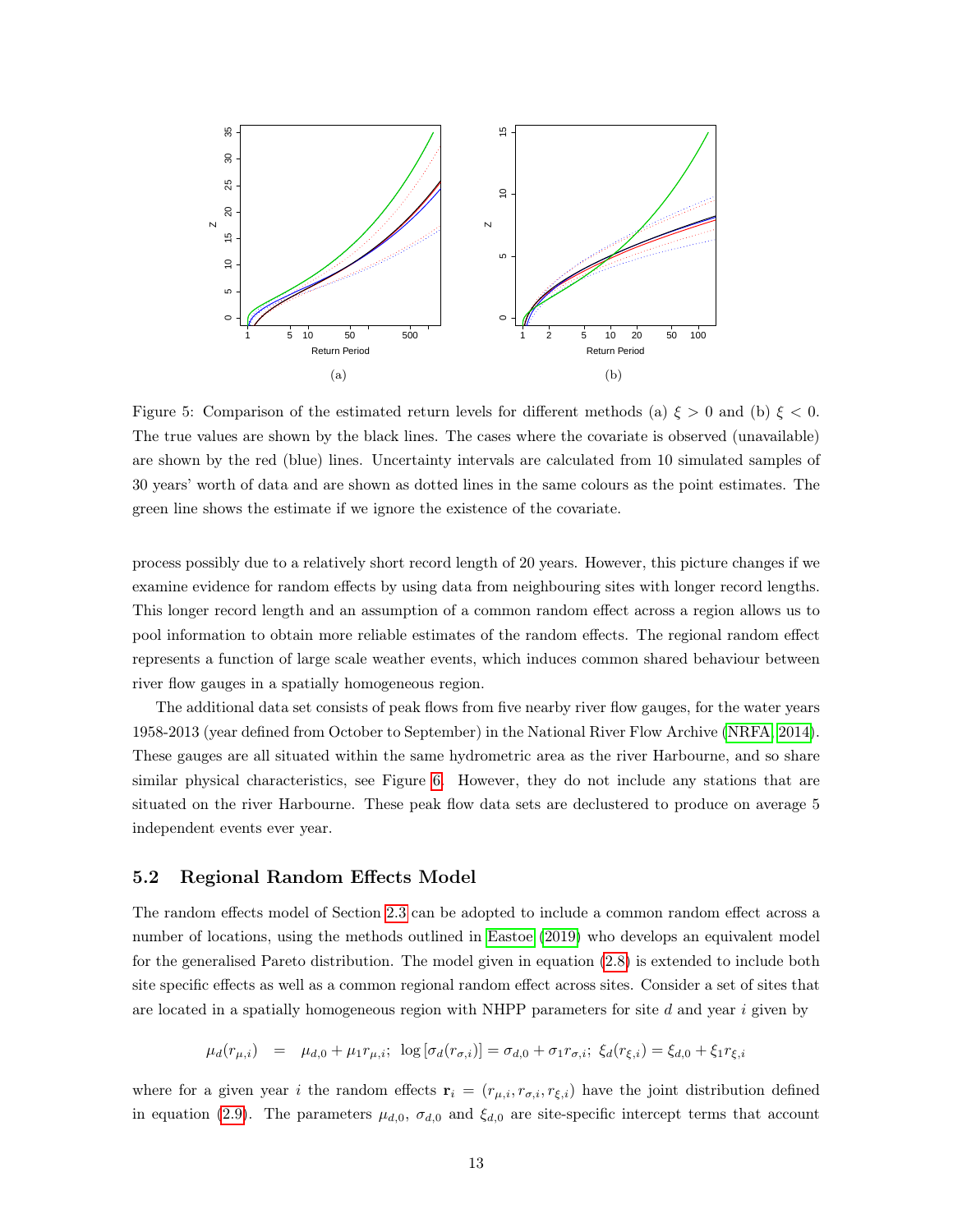Figure 5: Comparison of the estimated return levels for different methods (a) $\xi > 0$ and (b) $\xi < 0$. The true values are shown by the black lines. The cases where the covariate is observed (unavailable) are shown by the red (blue) lines. Uncertainty intervals are calculated from 10 simulated samples of 30 years' worth of data and are shown as dotted lines in the same colours as the point estimates. The green line shows the estimate if we ignore the existence of the covariate.

process possibly due to a relatively short record length of 20 years. However, this picture changes if we examine evidence for random effects by using data from neighbouring sites with longer record lengths. This longer record length and an assumption of a common random effect across a region allows us to pool information to obtain more reliable estimates of the random effects. The regional random effect represents a function of large scale weather events, which induces common shared behaviour between river flow gauges in a spatially homogeneous region.

The additional data set consists of peak flows from five nearby river flow gauges, for the water years 1958-2013 (year defined from October to September) in the National River Flow Archive (NRFA, 2014). These gauges are all situated within the same hydrometric area as the river Harbourne, and so share similar physical characteristics, see Figure 6. However, they do not include any stations that are situated on the river Harbourne. These peak flow data sets are declustered to produce on average 5 independent events ever year.

## 5.2 Regional Random Effects Model

The random effects model of Section 2.3 can be adopted to include a common random effect across a number of locations, using the methods outlined in Eastoe (2019) who develops an equivalent model for the generalised Pareto distribution. The model given in equation (2.8) is extended to include both site specific effects as well as a common regional random effect across sites. Consider a set of sites that are located in a spatially homogeneous region with NHPP parameters for site $d$ and year $i$ given by

$$\mu_d(r_{\mu,i}) \quad = \quad \mu_{d,0} + \mu_1 r_{\mu,i}; \;\; \log\left[\sigma_d(r_{\sigma,i})\right] = \sigma_{d,0} + \sigma_1 r_{\sigma,i}; \;\; \xi_d(r_{\xi,i}) = \xi_{d,0} + \xi_1 r_{\xi,i}$$

where for a given year $i$ the random effects $\mathbf{r}_i = (r_{\mu,i}, r_{\sigma,i}, r_{\xi,i})$ have the joint distribution defined in equation (2.9). The parameters $\mu_{d,0}$, $\sigma_{d,0}$ and $\xi_{d,0}$ are site-specific intercept terms that account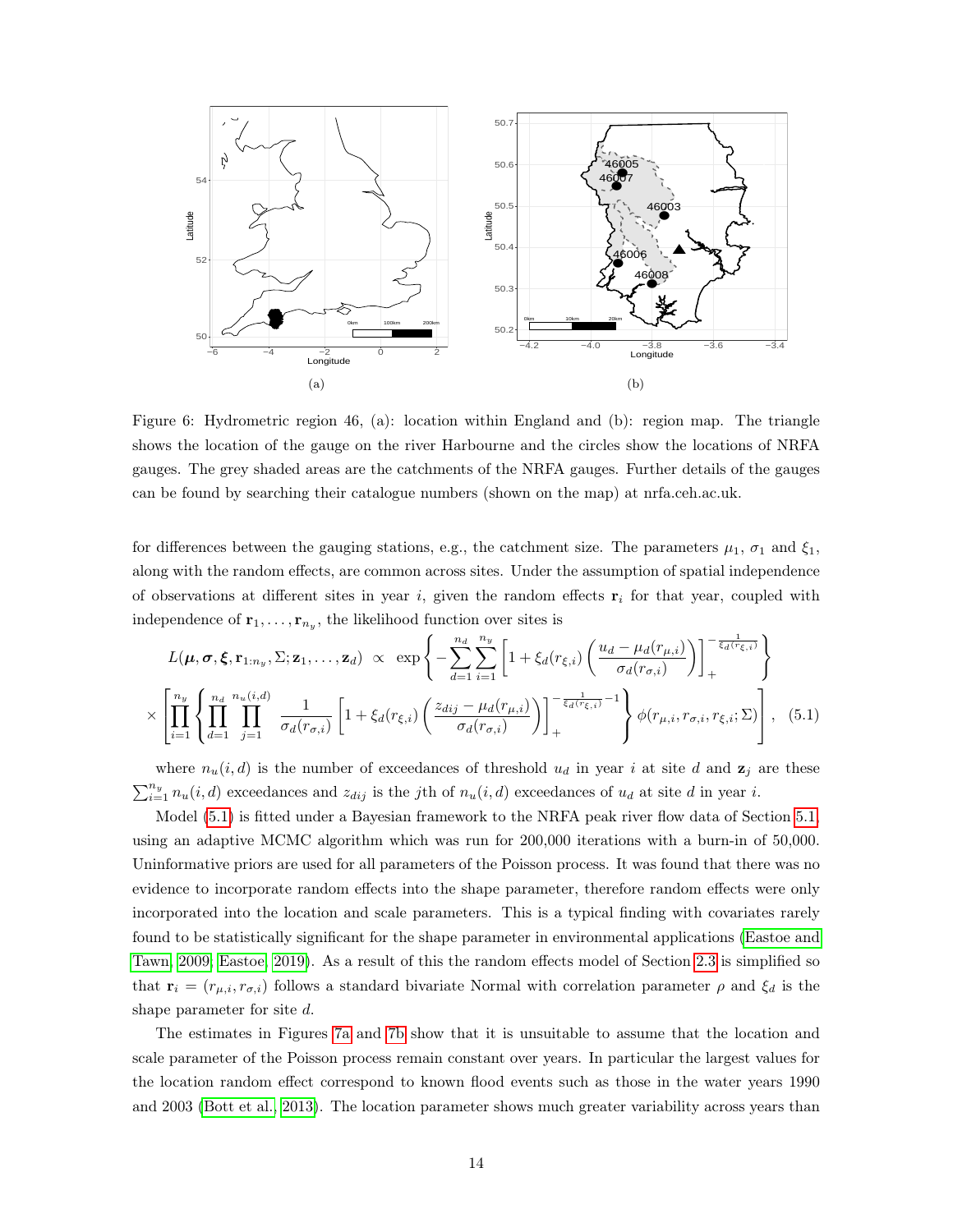(a)

(b)

Figure 6: Hydrometric region 46, (a): location within England and (b): region map. The triangle shows the location of the gauge on the river Harbourne and the circles show the locations of NRFA gauges. The grey shaded areas are the catchments of the NRFA gauges. Further details of the gauges can be found by searching their catalogue numbers (shown on the map) at nrfa.ceh.ac.uk.

for differences between the gauging stations, e.g., the catchment size. The parameters $\mu_1$, $\sigma_1$ and $\xi_1$, along with the random effects, are common across sites. Under the assumption of spatial independence of observations at different sites in year $i$, given the random effects $\mathbf{r}_i$ for that year, coupled with independence of $\mathbf{r}_1, \ldots, \mathbf{r}_{n_y}$, the likelihood function over sites is

$$
L(\boldsymbol{\mu}, \boldsymbol{\sigma}, \boldsymbol{\xi}, \mathbf{r}_{1:n_y}, \Sigma; \mathbf{z}_1, \ldots, \mathbf{z}_d) \;\propto\; \exp\left\{-\sum_{d=1}^{n_d}\sum_{i=1}^{n_y}\left[1+\xi_d(r_{\xi,i})\left(\frac{u_d-\mu_d(r_{\mu,i})}{\sigma_d(r_{\sigma,i})}\right)\right]_+^{-\frac{1}{\xi_d(r_{\xi,i})}}\right\}
$$
$$
\times\left[\prod_{i=1}^{n_y}\left\{\prod_{d=1}^{n_d}\prod_{j=1}^{n_u(i,d)}\frac{1}{\sigma_d(r_{\sigma,i})}\left[1+\xi_d(r_{\xi,i})\left(\frac{z_{dij}-\mu_d(r_{\mu,i})}{\sigma_d(r_{\sigma,i})}\right)\right]_+^{-\frac{1}{\xi_d(r_{\xi,i})}-1}\right\}\phi(r_{\mu,i}, r_{\sigma,i}, r_{\xi,i}; \Sigma)\right], \quad (5.1)
$$

where $n_u(i,d)$ is the number of exceedances of threshold $u_d$ in year $i$ at site $d$ and $\mathbf{z}_j$ are these $\sum_{i=1}^{n_y} n_u(i,d)$ exceedances and $z_{dij}$ is the $j$th of $n_u(i,d)$ exceedances of $u_d$ at site $d$ in year $i$.

Model (5.1) is fitted under a Bayesian framework to the NRFA peak river flow data of Section 5.1, using an adaptive MCMC algorithm which was run for 200,000 iterations with a burn-in of 50,000. Uninformative priors are used for all parameters of the Poisson process. It was found that there was no evidence to incorporate random effects into the shape parameter, therefore random effects were only incorporated into the location and scale parameters. This is a typical finding with covariates rarely found to be statistically significant for the shape parameter in environmental applications (Eastoe and Tawn, 2009; Eastoe, 2019). As a result of this the random effects model of Section 2.3 is simplified so that $\mathbf{r}_i = (r_{\mu,i}, r_{\sigma,i})$ follows a standard bivariate Normal with correlation parameter $\rho$ and $\xi_d$ is the shape parameter for site $d$.

The estimates in Figures 7a and 7b show that it is unsuitable to assume that the location and scale parameter of the Poisson process remain constant over years. In particular the largest values for the location random effect correspond to known flood events such as those in the water years 1990 and 2003 (Bott et al., 2013). The location parameter shows much greater variability across years than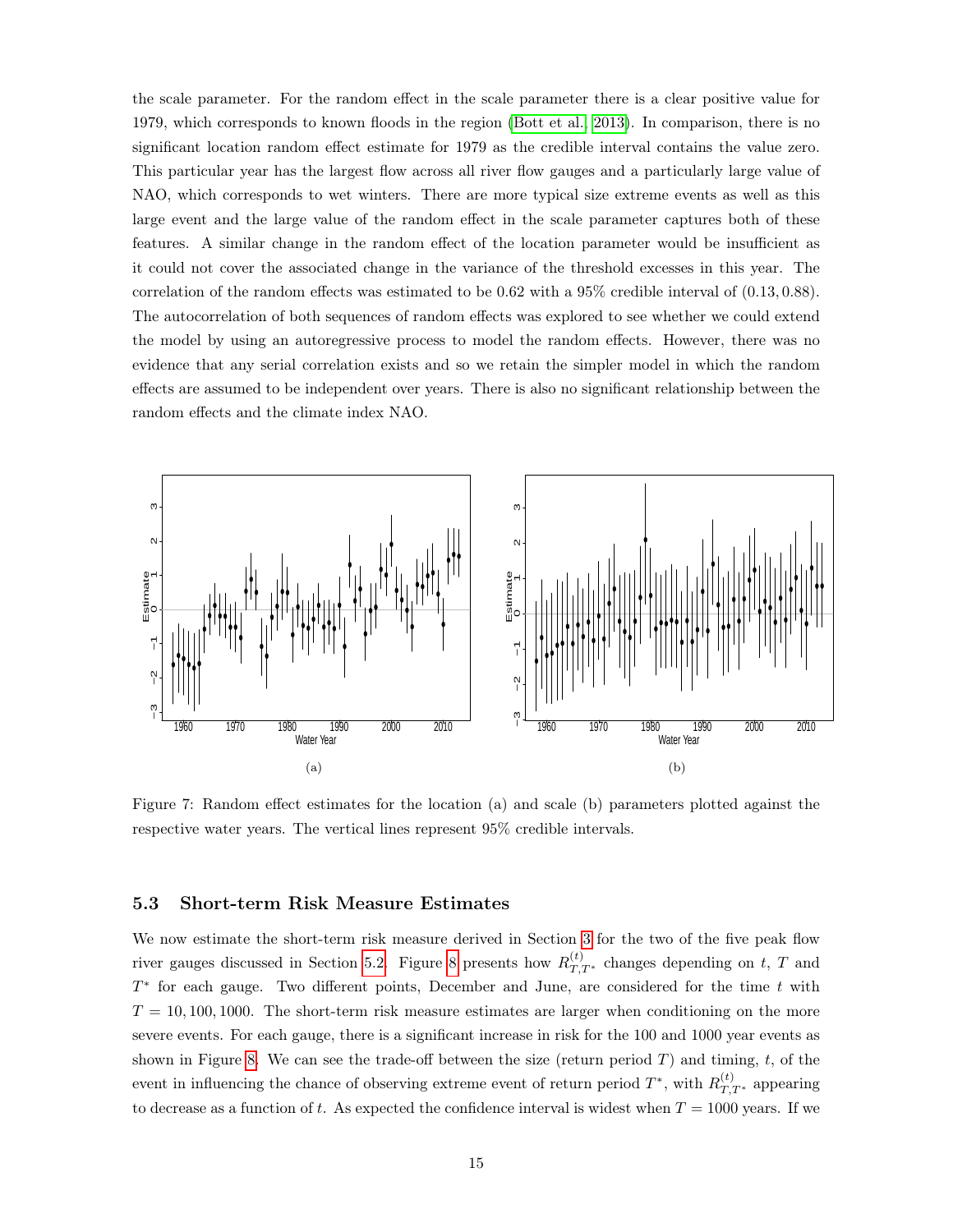the scale parameter. For the random effect in the scale parameter there is a clear positive value for 1979, which corresponds to known floods in the region (Bott et al., 2013). In comparison, there is no significant location random effect estimate for 1979 as the credible interval contains the value zero. This particular year has the largest flow across all river flow gauges and a particularly large value of NAO, which corresponds to wet winters. There are more typical size extreme events as well as this large event and the large value of the random effect in the scale parameter captures both of these features. A similar change in the random effect of the location parameter would be insufficient as it could not cover the associated change in the variance of the threshold excesses in this year. The correlation of the random effects was estimated to be 0.62 with a 95% credible interval of $(0.13, 0.88)$. The autocorrelation of both sequences of random effects was explored to see whether we could extend the model by using an autoregressive process to model the random effects. However, there was no evidence that any serial correlation exists and so we retain the simpler model in which the random effects are assumed to be independent over years. There is also no significant relationship between the random effects and the climate index NAO.

Figure 7: Random effect estimates for the location (a) and scale (b) parameters plotted against the respective water years. The vertical lines represent 95% credible intervals.

### 5.3 Short-term Risk Measure Estimates

We now estimate the short-term risk measure derived in Section 3 for the two of the five peak flow river gauges discussed in Section 5.2. Figure 8 presents how $R^{(t)}_{T,T^*}$ changes depending on $t$, $T$ and $T^*$ for each gauge. Two different points, December and June, are considered for the time $t$ with $T = 10, 100, 1000$. The short-term risk measure estimates are larger when conditioning on the more severe events. For each gauge, there is a significant increase in risk for the 100 and 1000 year events as shown in Figure 8. We can see the trade-off between the size (return period $T$) and timing, $t$, of the event in influencing the chance of observing extreme event of return period $T^*$, with $R^{(t)}_{T,T^*}$ appearing to decrease as a function of $t$. As expected the confidence interval is widest when $T = 1000$ years. If we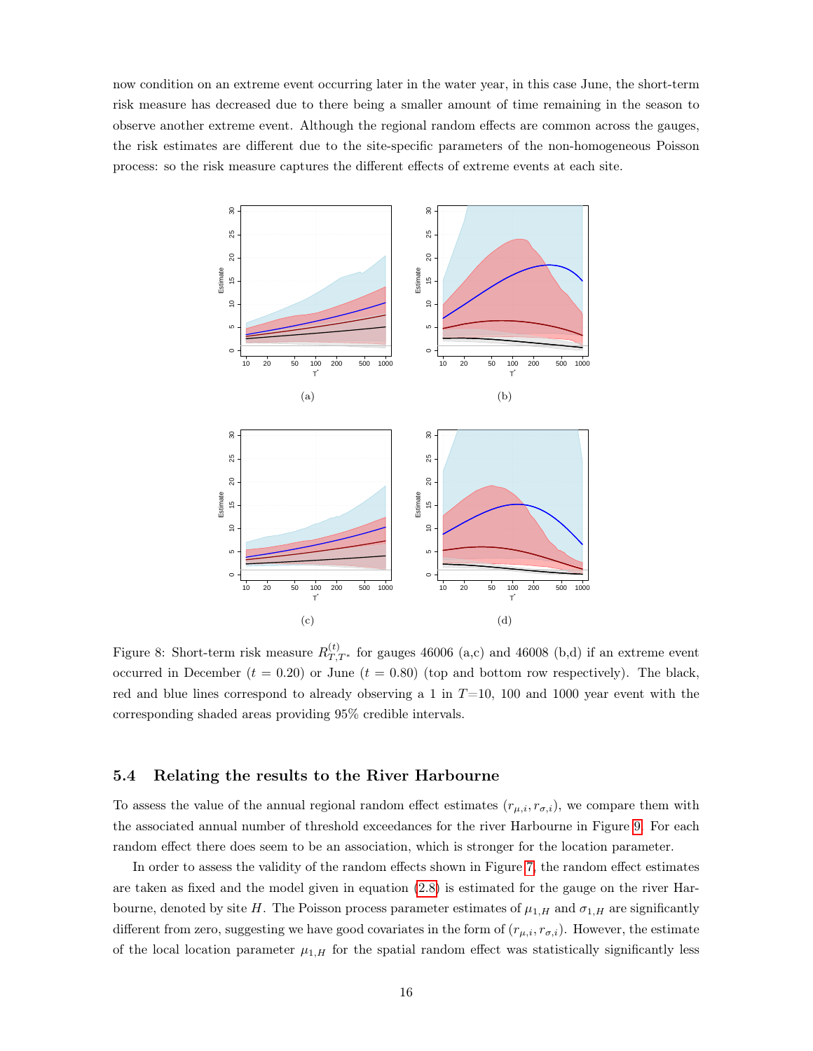now condition on an extreme event occurring later in the water year, in this case June, the short-term risk measure has decreased due to there being a smaller amount of time remaining in the season to observe another extreme event. Although the regional random effects are common across the gauges, the risk estimates are different due to the site-specific parameters of the non-homogeneous Poisson process: so the risk measure captures the different effects of extreme events at each site.

(a)

(b)

(c)

(d)

Figure 8: Short-term risk measure $R^{(t)}_{T,T^*}$ for gauges 46006 (a,c) and 46008 (b,d) if an extreme event occurred in December ($t = 0.20$) or June ($t = 0.80$) (top and bottom row respectively). The black, red and blue lines correspond to already observing a 1 in $T$=10, 100 and 1000 year event with the corresponding shaded areas providing 95% credible intervals.

## 5.4 Relating the results to the River Harbourne

To assess the value of the annual regional random effect estimates $(r_{\mu,i}, r_{\sigma,i})$, we compare them with the associated annual number of threshold exceedances for the river Harbourne in Figure 9. For each random effect there does seem to be an association, which is stronger for the location parameter.

In order to assess the validity of the random effects shown in Figure 7, the random effect estimates are taken as fixed and the model given in equation (2.8) is estimated for the gauge on the river Harbourne, denoted by site $H$. The Poisson process parameter estimates of $\mu_{1,H}$ and $\sigma_{1,H}$ are significantly different from zero, suggesting we have good covariates in the form of $(r_{\mu,i}, r_{\sigma,i})$. However, the estimate of the local location parameter $\mu_{1,H}$ for the spatial random effect was statistically significantly less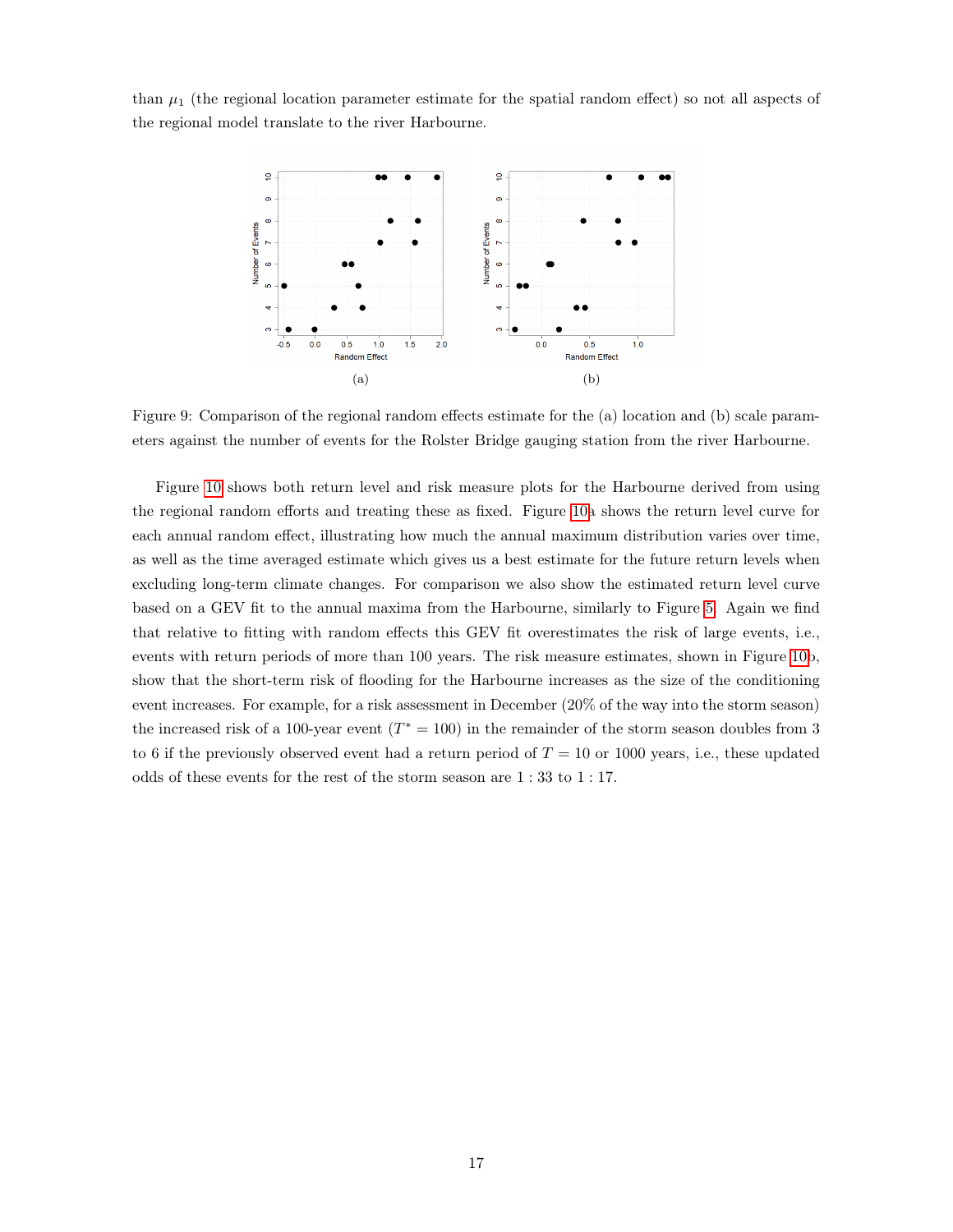than $\mu_1$ (the regional location parameter estimate for the spatial random effect) so not all aspects of the regional model translate to the river Harbourne.

Figure 9: Comparison of the regional random effects estimate for the (a) location and (b) scale parameters against the number of events for the Rolster Bridge gauging station from the river Harbourne.

Figure 10 shows both return level and risk measure plots for the Harbourne derived from using the regional random efforts and treating these as fixed. Figure 10a shows the return level curve for each annual random effect, illustrating how much the annual maximum distribution varies over time, as well as the time averaged estimate which gives us a best estimate for the future return levels when excluding long-term climate changes. For comparison we also show the estimated return level curve based on a GEV fit to the annual maxima from the Harbourne, similarly to Figure 5. Again we find that relative to fitting with random effects this GEV fit overestimates the risk of large events, i.e., events with return periods of more than 100 years. The risk measure estimates, shown in Figure 10b, show that the short-term risk of flooding for the Harbourne increases as the size of the conditioning event increases. For example, for a risk assessment in December (20% of the way into the storm season) the increased risk of a 100-year event ($T^* = 100$) in the remainder of the storm season doubles from 3 to 6 if the previously observed event had a return period of $T = 10$ or 1000 years, i.e., these updated odds of these events for the rest of the storm season are $1 : 33$ to $1 : 17$.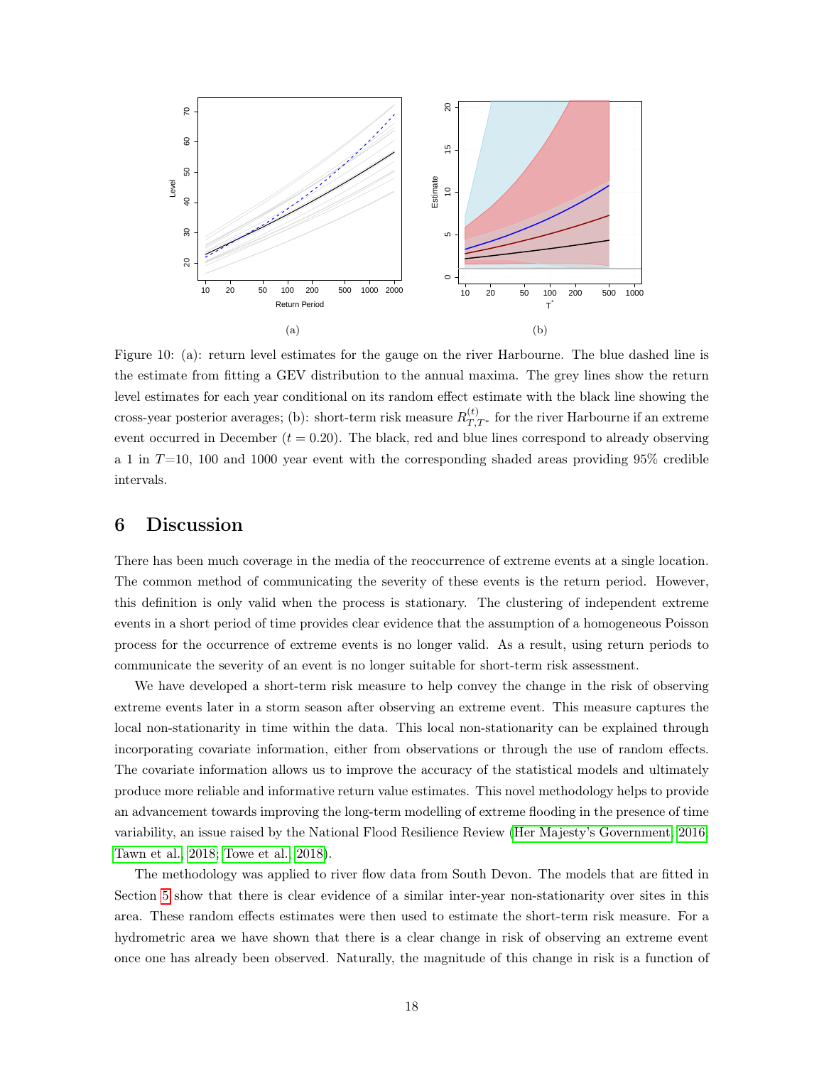(a)

(b)

Figure 10: (a): return level estimates for the gauge on the river Harbourne. The blue dashed line is the estimate from fitting a GEV distribution to the annual maxima. The grey lines show the return level estimates for each year conditional on its random effect estimate with the black line showing the cross-year posterior averages; (b): short-term risk measure $R^{(t)}_{T,T^*}$ for the river Harbourne if an extreme event occurred in December ($t = 0.20$). The black, red and blue lines correspond to already observing a 1 in $T$=10, 100 and 1000 year event with the corresponding shaded areas providing 95% credible intervals.

## 6 Discussion

There has been much coverage in the media of the reoccurrence of extreme events at a single location. The common method of communicating the severity of these events is the return period. However, this definition is only valid when the process is stationary. The clustering of independent extreme events in a short period of time provides clear evidence that the assumption of a homogeneous Poisson process for the occurrence of extreme events is no longer valid. As a result, using return periods to communicate the severity of an event is no longer suitable for short-term risk assessment.

We have developed a short-term risk measure to help convey the change in the risk of observing extreme events later in a storm season after observing an extreme event. This measure captures the local non-stationarity in time within the data. This local non-stationarity can be explained through incorporating covariate information, either from observations or through the use of random effects. The covariate information allows us to improve the accuracy of the statistical models and ultimately produce more reliable and informative return value estimates. This novel methodology helps to provide an advancement towards improving the long-term modelling of extreme flooding in the presence of time variability, an issue raised by the National Flood Resilience Review (Her Majesty's Government, 2016; Tawn et al., 2018; Towe et al., 2018).

The methodology was applied to river flow data from South Devon. The models that are fitted in Section 5 show that there is clear evidence of a similar inter-year non-stationarity over sites in this area. These random effects estimates were then used to estimate the short-term risk measure. For a hydrometric area we have shown that there is a clear change in risk of observing an extreme event once one has already been observed. Naturally, the magnitude of this change in risk is a function of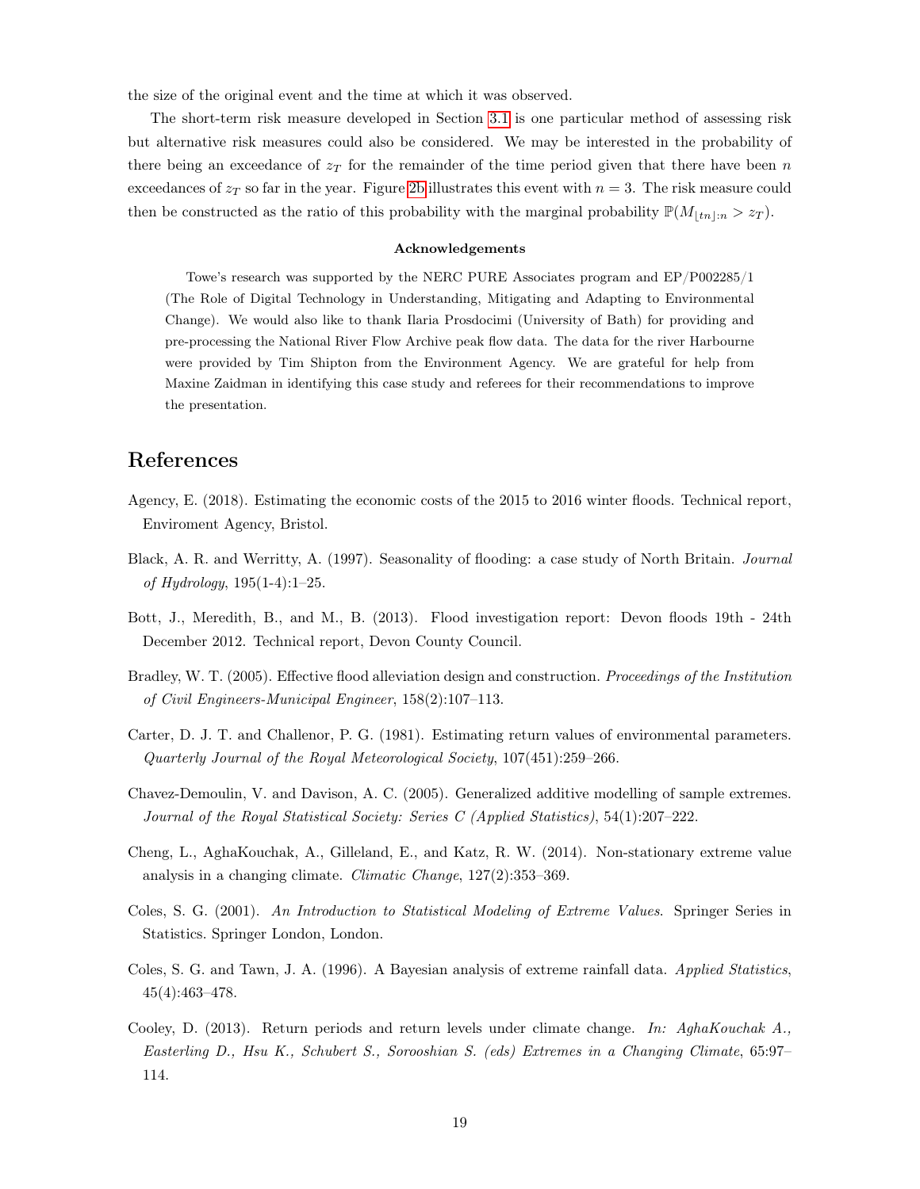the size of the original event and the time at which it was observed.

The short-term risk measure developed in Section 3.1 is one particular method of assessing risk but alternative risk measures could also be considered. We may be interested in the probability of there being an exceedance of $z_T$ for the remainder of the time period given that there have been $n$ exceedances of $z_T$ so far in the year. Figure 2b illustrates this event with $n = 3$. The risk measure could then be constructed as the ratio of this probability with the marginal probability $\mathbb{P}(M_{\lfloor tn \rfloor:n} > z_T)$.

### Acknowledgements

Towe's research was supported by the NERC PURE Associates program and EP/P002285/1 (The Role of Digital Technology in Understanding, Mitigating and Adapting to Environmental Change). We would also like to thank Ilaria Prosdocimi (University of Bath) for providing and pre-processing the National River Flow Archive peak flow data. The data for the river Harbourne were provided by Tim Shipton from the Environment Agency. We are grateful for help from Maxine Zaidman in identifying this case study and referees for their recommendations to improve the presentation.

# References

Agency, E. (2018). Estimating the economic costs of the 2015 to 2016 winter floods. Technical report, Enviroment Agency, Bristol.

Black, A. R. and Werritty, A. (1997). Seasonality of flooding: a case study of North Britain. *Journal of Hydrology*, 195(1-4):1–25.

Bott, J., Meredith, B., and M., B. (2013). Flood investigation report: Devon floods 19th - 24th December 2012. Technical report, Devon County Council.

Bradley, W. T. (2005). Effective flood alleviation design and construction. *Proceedings of the Institution of Civil Engineers-Municipal Engineer*, 158(2):107–113.

Carter, D. J. T. and Challenor, P. G. (1981). Estimating return values of environmental parameters. *Quarterly Journal of the Royal Meteorological Society*, 107(451):259–266.

Chavez-Demoulin, V. and Davison, A. C. (2005). Generalized additive modelling of sample extremes. *Journal of the Royal Statistical Society: Series C (Applied Statistics)*, 54(1):207–222.

Cheng, L., AghaKouchak, A., Gilleland, E., and Katz, R. W. (2014). Non-stationary extreme value analysis in a changing climate. *Climatic Change*, 127(2):353–369.

Coles, S. G. (2001). *An Introduction to Statistical Modeling of Extreme Values*. Springer Series in Statistics. Springer London, London.

Coles, S. G. and Tawn, J. A. (1996). A Bayesian analysis of extreme rainfall data. *Applied Statistics*, 45(4):463–478.

Cooley, D. (2013). Return periods and return levels under climate change. *In: AghaKouchak A., Easterling D., Hsu K., Schubert S., Sorooshian S. (eds) Extremes in a Changing Climate*, 65:97–114.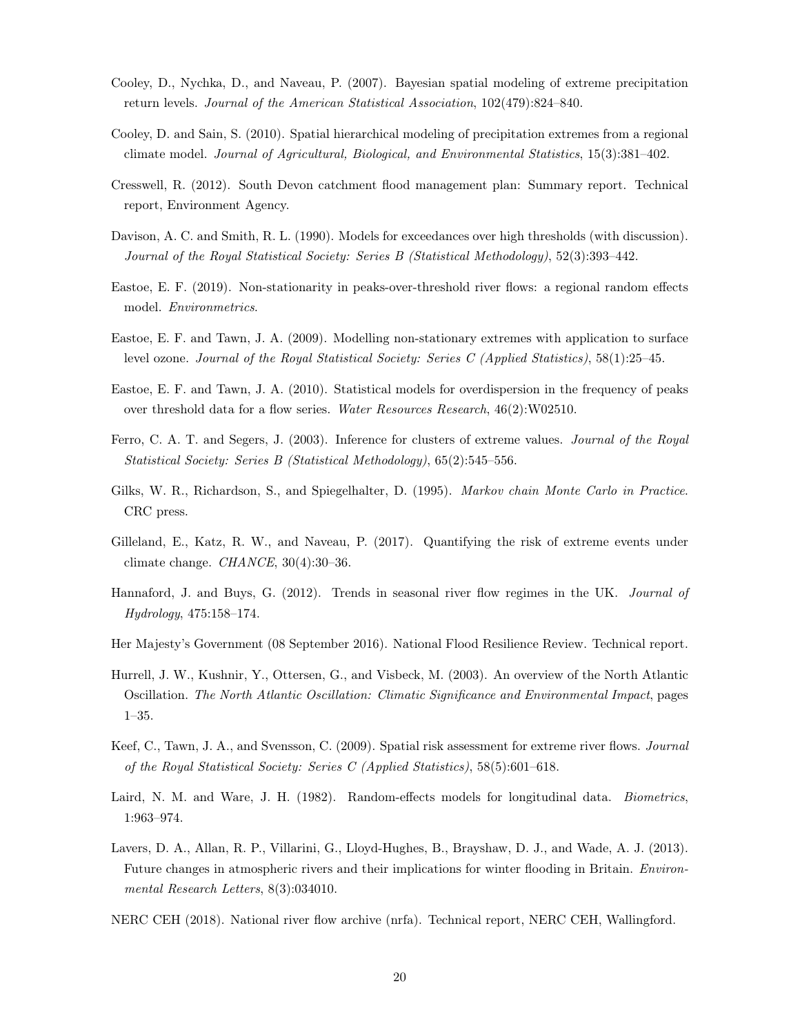Cooley, D., Nychka, D., and Naveau, P. (2007). Bayesian spatial modeling of extreme precipitation return levels. *Journal of the American Statistical Association*, 102(479):824–840.

Cooley, D. and Sain, S. (2010). Spatial hierarchical modeling of precipitation extremes from a regional climate model. *Journal of Agricultural, Biological, and Environmental Statistics*, 15(3):381–402.

Cresswell, R. (2012). South Devon catchment flood management plan: Summary report. Technical report, Environment Agency.

Davison, A. C. and Smith, R. L. (1990). Models for exceedances over high thresholds (with discussion). *Journal of the Royal Statistical Society: Series B (Statistical Methodology)*, 52(3):393–442.

Eastoe, E. F. (2019). Non-stationarity in peaks-over-threshold river flows: a regional random effects model. *Environmetrics*.

Eastoe, E. F. and Tawn, J. A. (2009). Modelling non-stationary extremes with application to surface level ozone. *Journal of the Royal Statistical Society: Series C (Applied Statistics)*, 58(1):25–45.

Eastoe, E. F. and Tawn, J. A. (2010). Statistical models for overdispersion in the frequency of peaks over threshold data for a flow series. *Water Resources Research*, 46(2):W02510.

Ferro, C. A. T. and Segers, J. (2003). Inference for clusters of extreme values. *Journal of the Royal Statistical Society: Series B (Statistical Methodology)*, 65(2):545–556.

Gilks, W. R., Richardson, S., and Spiegelhalter, D. (1995). *Markov chain Monte Carlo in Practice*. CRC press.

Gilleland, E., Katz, R. W., and Naveau, P. (2017). Quantifying the risk of extreme events under climate change. *CHANCE*, 30(4):30–36.

Hannaford, J. and Buys, G. (2012). Trends in seasonal river flow regimes in the UK. *Journal of Hydrology*, 475:158–174.

Her Majesty's Government (08 September 2016). National Flood Resilience Review. Technical report.

Hurrell, J. W., Kushnir, Y., Ottersen, G., and Visbeck, M. (2003). An overview of the North Atlantic Oscillation. *The North Atlantic Oscillation: Climatic Significance and Environmental Impact*, pages 1–35.

Keef, C., Tawn, J. A., and Svensson, C. (2009). Spatial risk assessment for extreme river flows. *Journal of the Royal Statistical Society: Series C (Applied Statistics)*, 58(5):601–618.

Laird, N. M. and Ware, J. H. (1982). Random-effects models for longitudinal data. *Biometrics*, 1:963–974.

Lavers, D. A., Allan, R. P., Villarini, G., Lloyd-Hughes, B., Brayshaw, D. J., and Wade, A. J. (2013). Future changes in atmospheric rivers and their implications for winter flooding in Britain. *Environmental Research Letters*, 8(3):034010.

NERC CEH (2018). National river flow archive (nrfa). Technical report, NERC CEH, Wallingford.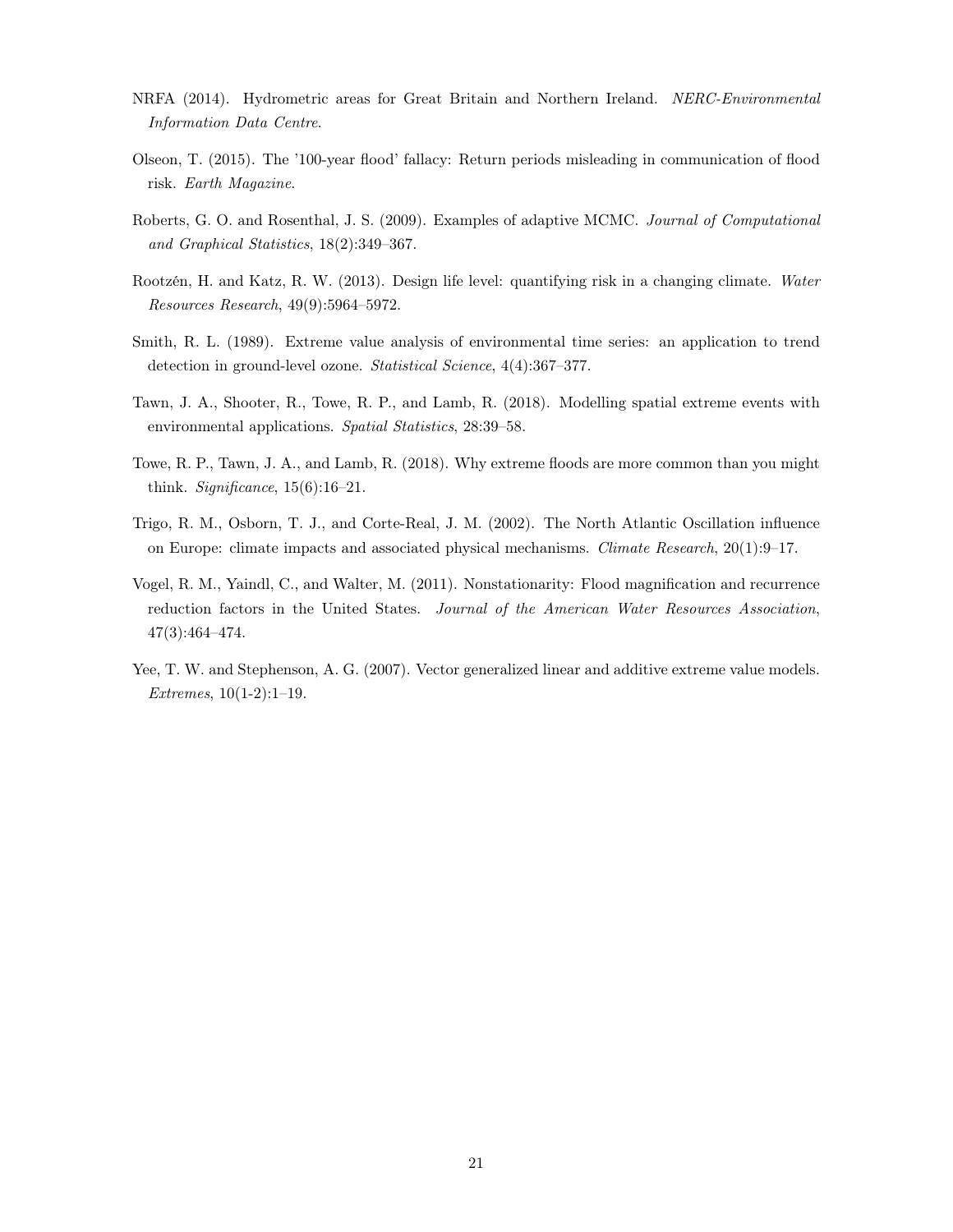NRFA (2014). Hydrometric areas for Great Britain and Northern Ireland. *NERC-Environmental Information Data Centre*.

Olseon, T. (2015). The '100-year flood' fallacy: Return periods misleading in communication of flood risk. *Earth Magazine*.

Roberts, G. O. and Rosenthal, J. S. (2009). Examples of adaptive MCMC. *Journal of Computational and Graphical Statistics*, 18(2):349–367.

Rootzén, H. and Katz, R. W. (2013). Design life level: quantifying risk in a changing climate. *Water Resources Research*, 49(9):5964–5972.

Smith, R. L. (1989). Extreme value analysis of environmental time series: an application to trend detection in ground-level ozone. *Statistical Science*, 4(4):367–377.

Tawn, J. A., Shooter, R., Towe, R. P., and Lamb, R. (2018). Modelling spatial extreme events with environmental applications. *Spatial Statistics*, 28:39–58.

Towe, R. P., Tawn, J. A., and Lamb, R. (2018). Why extreme floods are more common than you might think. *Significance*, 15(6):16–21.

Trigo, R. M., Osborn, T. J., and Corte-Real, J. M. (2002). The North Atlantic Oscillation influence on Europe: climate impacts and associated physical mechanisms. *Climate Research*, 20(1):9–17.

Vogel, R. M., Yaindl, C., and Walter, M. (2011). Nonstationarity: Flood magnification and recurrence reduction factors in the United States. *Journal of the American Water Resources Association*, 47(3):464–474.

Yee, T. W. and Stephenson, A. G. (2007). Vector generalized linear and additive extreme value models. *Extremes*, 10(1-2):1–19.